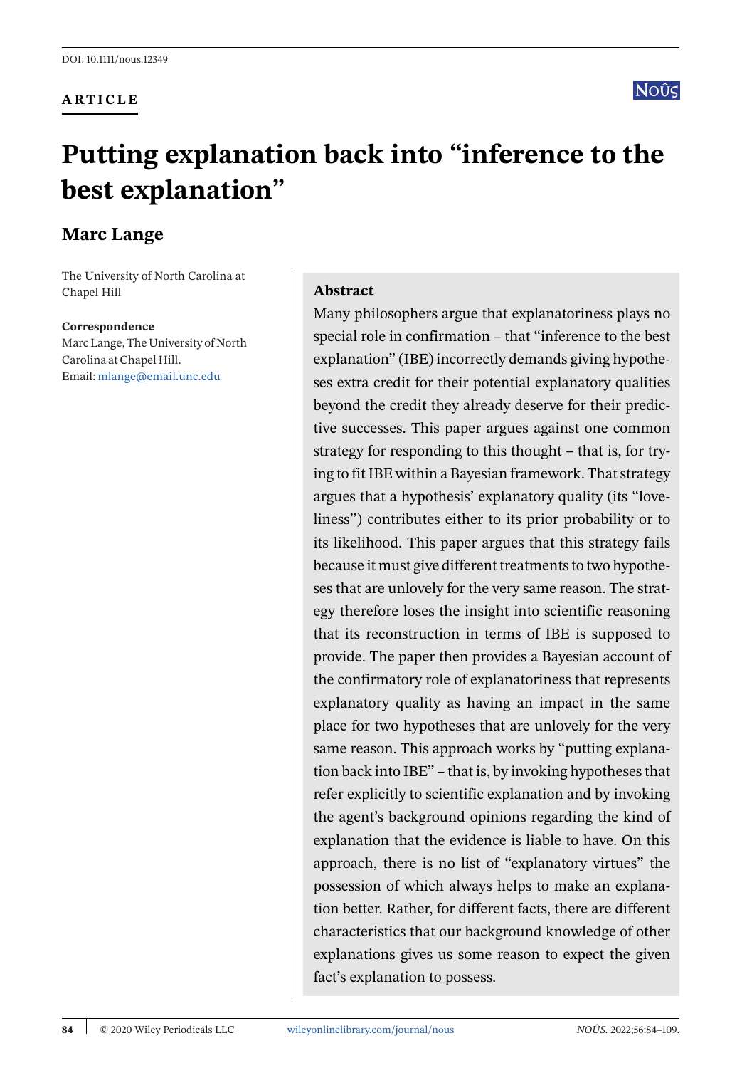DOI: 10.1111/nous.12349

**ARTICLE**

# Putting explanation back into "inference to the best explanation"

## Marc Lange

The University of North Carolina at Chapel Hill

**Correspondence**
Marc Lange, The University of North Carolina at Chapel Hill.
Email: mlange@email.unc.edu

### Abstract

Many philosophers argue that explanatoriness plays no special role in confirmation – that "inference to the best explanation" (IBE) incorrectly demands giving hypotheses extra credit for their potential explanatory qualities beyond the credit they already deserve for their predictive successes. This paper argues against one common strategy for responding to this thought – that is, for trying to fit IBE within a Bayesian framework. That strategy argues that a hypothesis' explanatory quality (its "loveliness") contributes either to its prior probability or to its likelihood. This paper argues that this strategy fails because it must give different treatments to two hypotheses that are unlovely for the very same reason. The strategy therefore loses the insight into scientific reasoning that its reconstruction in terms of IBE is supposed to provide. The paper then provides a Bayesian account of the confirmatory role of explanatoriness that represents explanatory quality as having an impact in the same place for two hypotheses that are unlovely for the very same reason. This approach works by "putting explanation back into IBE" – that is, by invoking hypotheses that refer explicitly to scientific explanation and by invoking the agent's background opinions regarding the kind of explanation that the evidence is liable to have. On this approach, there is no list of "explanatory virtues" the possession of which always helps to make an explanation better. Rather, for different facts, there are different characteristics that our background knowledge of other explanations gives us some reason to expect the given fact's explanation to possess.

© 2020 Wiley Periodicals LLC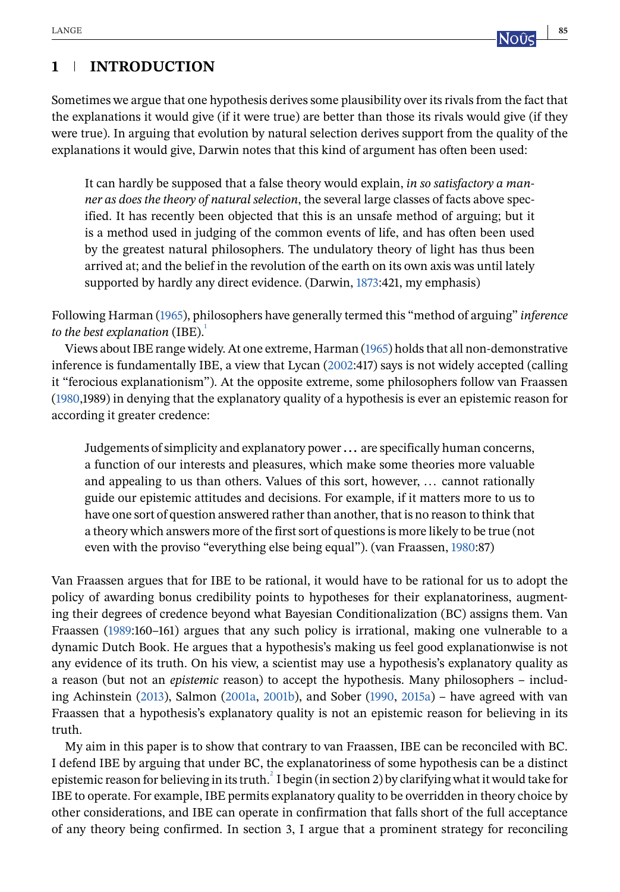## 1 INTRODUCTION

Sometimes we argue that one hypothesis derives some plausibility over its rivals from the fact that the explanations it would give (if it were true) are better than those its rivals would give (if they were true). In arguing that evolution by natural selection derives support from the quality of the explanations it would give, Darwin notes that this kind of argument has often been used:

> It can hardly be supposed that a false theory would explain, *in so satisfactory a manner as does the theory of natural selection*, the several large classes of facts above specified. It has recently been objected that this is an unsafe method of arguing; but it is a method used in judging of the common events of life, and has often been used by the greatest natural philosophers. The undulatory theory of light has thus been arrived at; and the belief in the revolution of the earth on its own axis was until lately supported by hardly any direct evidence. (Darwin, 1873:421, my emphasis)

Following Harman (1965), philosophers have generally termed this "method of arguing" *inference to the best explanation* (IBE).[1]

Views about IBE range widely. At one extreme, Harman (1965) holds that all non-demonstrative inference is fundamentally IBE, a view that Lycan (2002:417) says is not widely accepted (calling it "ferocious explanationism"). At the opposite extreme, some philosophers follow van Fraassen (1980,1989) in denying that the explanatory quality of a hypothesis is ever an epistemic reason for according it greater credence:

> Judgements of simplicity and explanatory power ... are specifically human concerns, a function of our interests and pleasures, which make some theories more valuable and appealing to us than others. Values of this sort, however, ... cannot rationally guide our epistemic attitudes and decisions. For example, if it matters more to us to have one sort of question answered rather than another, that is no reason to think that a theory which answers more of the first sort of questions is more likely to be true (not even with the proviso "everything else being equal"). (van Fraassen, 1980:87)

Van Fraassen argues that for IBE to be rational, it would have to be rational for us to adopt the policy of awarding bonus credibility points to hypotheses for their explanatoriness, augmenting their degrees of credence beyond what Bayesian Conditionalization (BC) assigns them. Van Fraassen (1989:160–161) argues that any such policy is irrational, making one vulnerable to a dynamic Dutch Book. He argues that a hypothesis's making us feel good explanationwise is not any evidence of its truth. On his view, a scientist may use a hypothesis's explanatory quality as a reason (but not an *epistemic* reason) to accept the hypothesis. Many philosophers – including Achinstein (2013), Salmon (2001a, 2001b), and Sober (1990, 2015a) – have agreed with van Fraassen that a hypothesis's explanatory quality is not an epistemic reason for believing in its truth.

My aim in this paper is to show that contrary to van Fraassen, IBE can be reconciled with BC. I defend IBE by arguing that under BC, the explanatoriness of some hypothesis can be a distinct epistemic reason for believing in its truth.[2] I begin (in section 2) by clarifying what it would take for IBE to operate. For example, IBE permits explanatory quality to be overridden in theory choice by other considerations, and IBE can operate in confirmation that falls short of the full acceptance of any theory being confirmed. In section 3, I argue that a prominent strategy for reconciling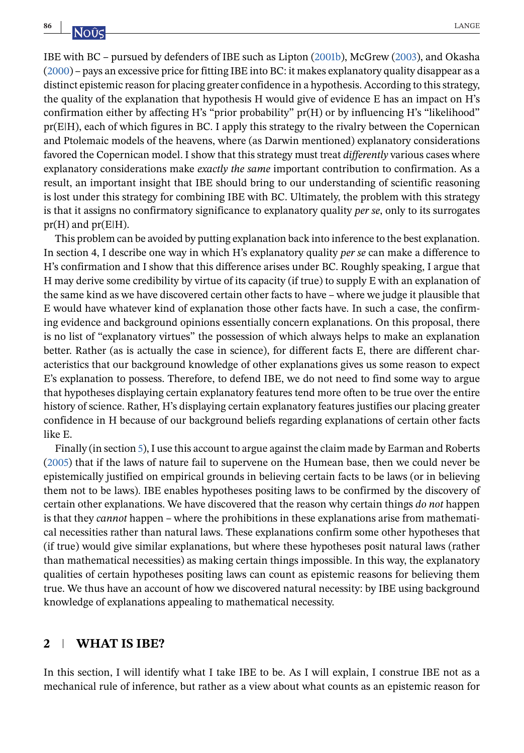IBE with BC – pursued by defenders of IBE such as Lipton (2001b), McGrew (2003), and Okasha (2000) – pays an excessive price for fitting IBE into BC: it makes explanatory quality disappear as a distinct epistemic reason for placing greater confidence in a hypothesis. According to this strategy, the quality of the explanation that hypothesis H would give of evidence E has an impact on H's confirmation either by affecting H's "prior probability" pr(H) or by influencing H's "likelihood" pr(E|H), each of which figures in BC. I apply this strategy to the rivalry between the Copernican and Ptolemaic models of the heavens, where (as Darwin mentioned) explanatory considerations favored the Copernican model. I show that this strategy must treat *differently* various cases where explanatory considerations make *exactly the same* important contribution to confirmation. As a result, an important insight that IBE should bring to our understanding of scientific reasoning is lost under this strategy for combining IBE with BC. Ultimately, the problem with this strategy is that it assigns no confirmatory significance to explanatory quality *per se*, only to its surrogates pr(H) and pr(E|H).

This problem can be avoided by putting explanation back into inference to the best explanation. In section 4, I describe one way in which H's explanatory quality *per se* can make a difference to H's confirmation and I show that this difference arises under BC. Roughly speaking, I argue that H may derive some credibility by virtue of its capacity (if true) to supply E with an explanation of the same kind as we have discovered certain other facts to have – where we judge it plausible that E would have whatever kind of explanation those other facts have. In such a case, the confirming evidence and background opinions essentially concern explanations. On this proposal, there is no list of "explanatory virtues" the possession of which always helps to make an explanation better. Rather (as is actually the case in science), for different facts E, there are different characteristics that our background knowledge of other explanations gives us some reason to expect E's explanation to possess. Therefore, to defend IBE, we do not need to find some way to argue that hypotheses displaying certain explanatory features tend more often to be true over the entire history of science. Rather, H's displaying certain explanatory features justifies our placing greater confidence in H because of our background beliefs regarding explanations of certain other facts like E.

Finally (in section 5), I use this account to argue against the claim made by Earman and Roberts (2005) that if the laws of nature fail to supervene on the Humean base, then we could never be epistemically justified on empirical grounds in believing certain facts to be laws (or in believing them not to be laws). IBE enables hypotheses positing laws to be confirmed by the discovery of certain other explanations. We have discovered that the reason why certain things *do not* happen is that they *cannot* happen – where the prohibitions in these explanations arise from mathematical necessities rather than natural laws. These explanations confirm some other hypotheses that (if true) would give similar explanations, but where these hypotheses posit natural laws (rather than mathematical necessities) as making certain things impossible. In this way, the explanatory qualities of certain hypotheses positing laws can count as epistemic reasons for believing them true. We thus have an account of how we discovered natural necessity: by IBE using background knowledge of explanations appealing to mathematical necessity.

## 2 | WHAT IS IBE?

In this section, I will identify what I take IBE to be. As I will explain, I construe IBE not as a mechanical rule of inference, but rather as a view about what counts as an epistemic reason for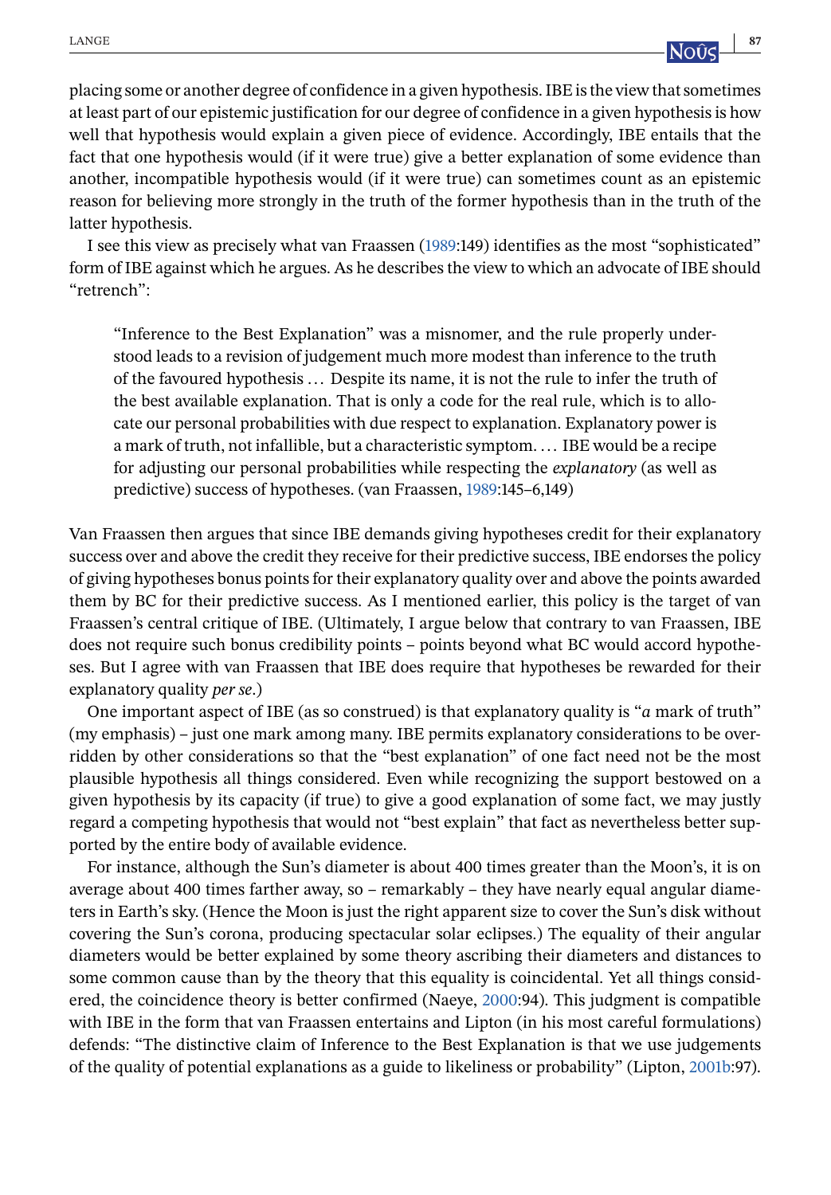placing some or another degree of confidence in a given hypothesis. IBE is the view that sometimes at least part of our epistemic justification for our degree of confidence in a given hypothesis is how well that hypothesis would explain a given piece of evidence. Accordingly, IBE entails that the fact that one hypothesis would (if it were true) give a better explanation of some evidence than another, incompatible hypothesis would (if it were true) can sometimes count as an epistemic reason for believing more strongly in the truth of the former hypothesis than in the truth of the latter hypothesis.

I see this view as precisely what van Fraassen (1989:149) identifies as the most "sophisticated" form of IBE against which he argues. As he describes the view to which an advocate of IBE should "retrench":

> "Inference to the Best Explanation" was a misnomer, and the rule properly understood leads to a revision of judgement much more modest than inference to the truth of the favoured hypothesis … Despite its name, it is not the rule to infer the truth of the best available explanation. That is only a code for the real rule, which is to allocate our personal probabilities with due respect to explanation. Explanatory power is a mark of truth, not infallible, but a characteristic symptom. … IBE would be a recipe for adjusting our personal probabilities while respecting the *explanatory* (as well as predictive) success of hypotheses. (van Fraassen, 1989:145–6,149)

Van Fraassen then argues that since IBE demands giving hypotheses credit for their explanatory success over and above the credit they receive for their predictive success, IBE endorses the policy of giving hypotheses bonus points for their explanatory quality over and above the points awarded them by BC for their predictive success. As I mentioned earlier, this policy is the target of van Fraassen's central critique of IBE. (Ultimately, I argue below that contrary to van Fraassen, IBE does not require such bonus credibility points – points beyond what BC would accord hypotheses. But I agree with van Fraassen that IBE does require that hypotheses be rewarded for their explanatory quality *per se*.)

One important aspect of IBE (as so construed) is that explanatory quality is "*a* mark of truth" (my emphasis) – just one mark among many. IBE permits explanatory considerations to be overridden by other considerations so that the "best explanation" of one fact need not be the most plausible hypothesis all things considered. Even while recognizing the support bestowed on a given hypothesis by its capacity (if true) to give a good explanation of some fact, we may justly regard a competing hypothesis that would not "best explain" that fact as nevertheless better supported by the entire body of available evidence.

For instance, although the Sun's diameter is about 400 times greater than the Moon's, it is on average about 400 times farther away, so – remarkably – they have nearly equal angular diameters in Earth's sky. (Hence the Moon is just the right apparent size to cover the Sun's disk without covering the Sun's corona, producing spectacular solar eclipses.) The equality of their angular diameters would be better explained by some theory ascribing their diameters and distances to some common cause than by the theory that this equality is coincidental. Yet all things considered, the coincidence theory is better confirmed (Naeye, 2000:94). This judgment is compatible with IBE in the form that van Fraassen entertains and Lipton (in his most careful formulations) defends: "The distinctive claim of Inference to the Best Explanation is that we use judgements of the quality of potential explanations as a guide to likeliness or probability" (Lipton, 2001b:97).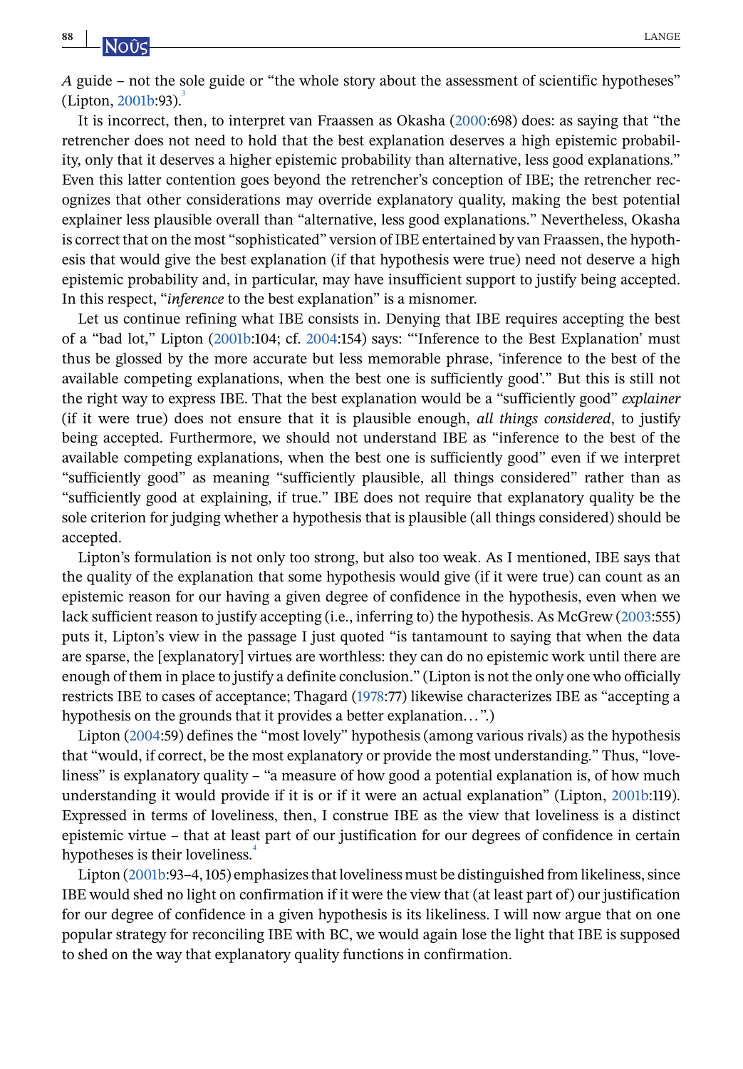*A* guide – not the sole guide or "the whole story about the assessment of scientific hypotheses" (Lipton, 2001b:93).[3]

It is incorrect, then, to interpret van Fraassen as Okasha (2000:698) does: as saying that "the retrencher does not need to hold that the best explanation deserves a high epistemic probability, only that it deserves a higher epistemic probability than alternative, less good explanations." Even this latter contention goes beyond the retrencher's conception of IBE; the retrencher recognizes that other considerations may override explanatory quality, making the best potential explainer less plausible overall than "alternative, less good explanations." Nevertheless, Okasha is correct that on the most "sophisticated" version of IBE entertained by van Fraassen, the hypothesis that would give the best explanation (if that hypothesis were true) need not deserve a high epistemic probability and, in particular, may have insufficient support to justify being accepted. In this respect, "*inference* to the best explanation" is a misnomer.

Let us continue refining what IBE consists in. Denying that IBE requires accepting the best of a "bad lot," Lipton (2001b:104; cf. 2004:154) says: "'Inference to the Best Explanation' must thus be glossed by the more accurate but less memorable phrase, 'inference to the best of the available competing explanations, when the best one is sufficiently good'." But this is still not the right way to express IBE. That the best explanation would be a "sufficiently good" *explainer* (if it were true) does not ensure that it is plausible enough, *all things considered*, to justify being accepted. Furthermore, we should not understand IBE as "inference to the best of the available competing explanations, when the best one is sufficiently good" even if we interpret "sufficiently good" as meaning "sufficiently plausible, all things considered" rather than as "sufficiently good at explaining, if true." IBE does not require that explanatory quality be the sole criterion for judging whether a hypothesis that is plausible (all things considered) should be accepted.

Lipton's formulation is not only too strong, but also too weak. As I mentioned, IBE says that the quality of the explanation that some hypothesis would give (if it were true) can count as an epistemic reason for our having a given degree of confidence in the hypothesis, even when we lack sufficient reason to justify accepting (i.e., inferring to) the hypothesis. As McGrew (2003:555) puts it, Lipton's view in the passage I just quoted "is tantamount to saying that when the data are sparse, the [explanatory] virtues are worthless: they can do no epistemic work until there are enough of them in place to justify a definite conclusion." (Lipton is not the only one who officially restricts IBE to cases of acceptance; Thagard (1978:77) likewise characterizes IBE as "accepting a hypothesis on the grounds that it provides a better explanation…".)

Lipton (2004:59) defines the "most lovely" hypothesis (among various rivals) as the hypothesis that "would, if correct, be the most explanatory or provide the most understanding." Thus, "loveliness" is explanatory quality – "a measure of how good a potential explanation is, of how much understanding it would provide if it is or if it were an actual explanation" (Lipton, 2001b:119). Expressed in terms of loveliness, then, I construe IBE as the view that loveliness is a distinct epistemic virtue – that at least part of our justification for our degrees of confidence in certain hypotheses is their loveliness.[4]

Lipton (2001b:93–4, 105) emphasizes that loveliness must be distinguished from likeliness, since IBE would shed no light on confirmation if it were the view that (at least part of) our justification for our degree of confidence in a given hypothesis is its likeliness. I will now argue that on one popular strategy for reconciling IBE with BC, we would again lose the light that IBE is supposed to shed on the way that explanatory quality functions in confirmation.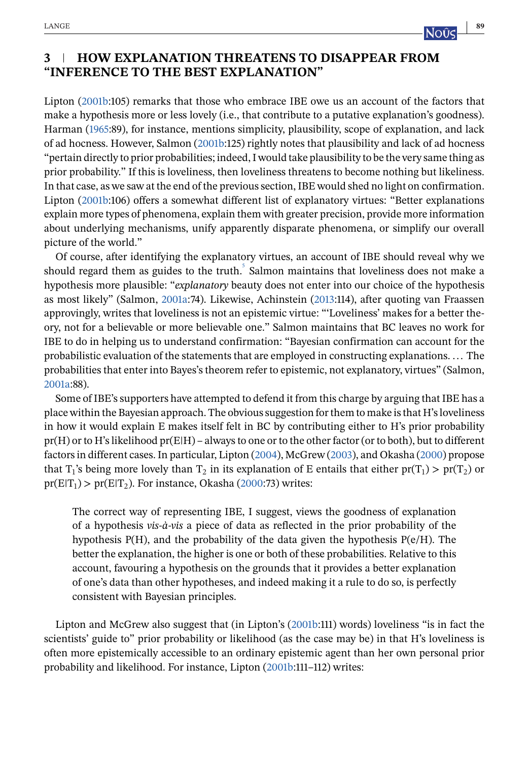## 3 | HOW EXPLANATION THREATENS TO DISAPPEAR FROM "INFERENCE TO THE BEST EXPLANATION"

Lipton (2001b:105) remarks that those who embrace IBE owe us an account of the factors that make a hypothesis more or less lovely (i.e., that contribute to a putative explanation's goodness). Harman (1965:89), for instance, mentions simplicity, plausibility, scope of explanation, and lack of ad hocness. However, Salmon (2001b:125) rightly notes that plausibility and lack of ad hocness "pertain directly to prior probabilities; indeed, I would take plausibility to be the very same thing as prior probability." If this is loveliness, then loveliness threatens to become nothing but likeliness. In that case, as we saw at the end of the previous section, IBE would shed no light on confirmation. Lipton (2001b:106) offers a somewhat different list of explanatory virtues: "Better explanations explain more types of phenomena, explain them with greater precision, provide more information about underlying mechanisms, unify apparently disparate phenomena, or simplify our overall picture of the world."

Of course, after identifying the explanatory virtues, an account of IBE should reveal why we should regard them as guides to the truth.[5] Salmon maintains that loveliness does not make a hypothesis more plausible: "*explanatory* beauty does not enter into our choice of the hypothesis as most likely" (Salmon, 2001a:74). Likewise, Achinstein (2013:114), after quoting van Fraassen approvingly, writes that loveliness is not an epistemic virtue: "'Loveliness' makes for a better theory, not for a believable or more believable one." Salmon maintains that BC leaves no work for IBE to do in helping us to understand confirmation: "Bayesian confirmation can account for the probabilistic evaluation of the statements that are employed in constructing explanations. ... The probabilities that enter into Bayes's theorem refer to epistemic, not explanatory, virtues" (Salmon, 2001a:88).

Some of IBE's supporters have attempted to defend it from this charge by arguing that IBE has a place within the Bayesian approach. The obvious suggestion for them to make is that H's loveliness in how it would explain E makes itself felt in BC by contributing either to H's prior probability pr(H) or to H's likelihood pr(E|H) – always to one or to the other factor (or to both), but to different factors in different cases. In particular, Lipton (2004), McGrew (2003), and Okasha (2000) propose that $T_1$'s being more lovely than $T_2$ in its explanation of E entails that either $pr(T_1) > pr(T_2)$ or $pr(E|T_1) > pr(E|T_2)$. For instance, Okasha (2000:73) writes:

> The correct way of representing IBE, I suggest, views the goodness of explanation of a hypothesis *vis-à-vis* a piece of data as reflected in the prior probability of the hypothesis P(H), and the probability of the data given the hypothesis P(e/H). The better the explanation, the higher is one or both of these probabilities. Relative to this account, favouring a hypothesis on the grounds that it provides a better explanation of one's data than other hypotheses, and indeed making it a rule to do so, is perfectly consistent with Bayesian principles.

Lipton and McGrew also suggest that (in Lipton's (2001b:111) words) loveliness "is in fact the scientists' guide to" prior probability or likelihood (as the case may be) in that H's loveliness is often more epistemically accessible to an ordinary epistemic agent than her own personal prior probability and likelihood. For instance, Lipton (2001b:111–112) writes: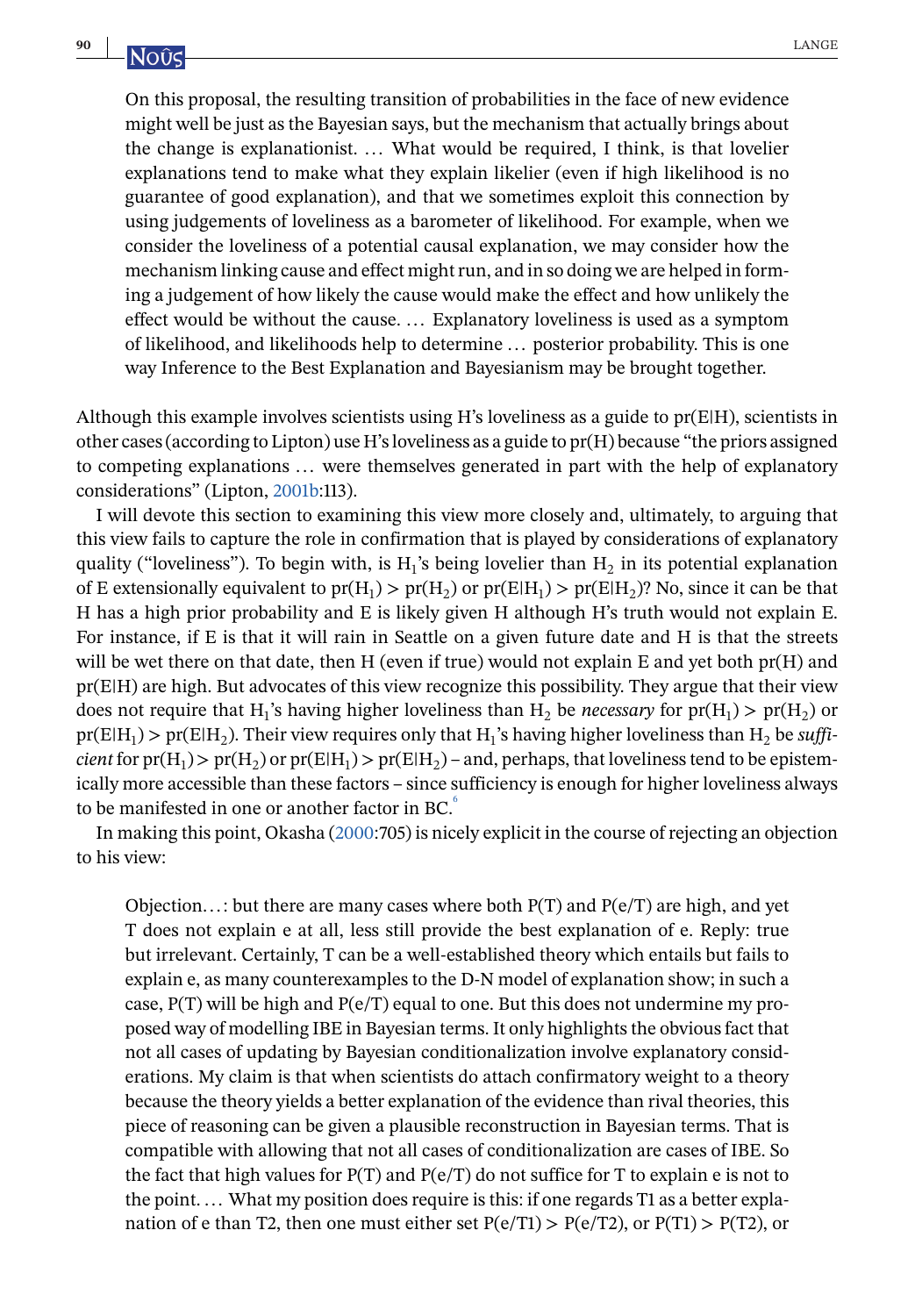> On this proposal, the resulting transition of probabilities in the face of new evidence might well be just as the Bayesian says, but the mechanism that actually brings about the change is explanationist. … What would be required, I think, is that lovelier explanations tend to make what they explain likelier (even if high likelihood is no guarantee of good explanation), and that we sometimes exploit this connection by using judgements of loveliness as a barometer of likelihood. For example, when we consider the loveliness of a potential causal explanation, we may consider how the mechanism linking cause and effect might run, and in so doing we are helped in forming a judgement of how likely the cause would make the effect and how unlikely the effect would be without the cause. … Explanatory loveliness is used as a symptom of likelihood, and likelihoods help to determine … posterior probability. This is one way Inference to the Best Explanation and Bayesianism may be brought together.

Although this example involves scientists using H's loveliness as a guide to pr(E|H), scientists in other cases (according to Lipton) use H's loveliness as a guide to pr(H) because "the priors assigned to competing explanations … were themselves generated in part with the help of explanatory considerations" (Lipton, 2001b:113).

I will devote this section to examining this view more closely and, ultimately, to arguing that this view fails to capture the role in confirmation that is played by considerations of explanatory quality ("loveliness"). To begin with, is $H_1$'s being lovelier than $H_2$ in its potential explanation of E extensionally equivalent to $pr(H_1) > pr(H_2)$ or $pr(E|H_1) > pr(E|H_2)$? No, since it can be that H has a high prior probability and E is likely given H although H's truth would not explain E. For instance, if E is that it will rain in Seattle on a given future date and H is that the streets will be wet there on that date, then H (even if true) would not explain E and yet both pr(H) and pr(E|H) are high. But advocates of this view recognize this possibility. They argue that their view does not require that $H_1$'s having higher loveliness than $H_2$ be *necessary* for $pr(H_1) > pr(H_2)$ or $pr(E|H_1) > pr(E|H_2)$. Their view requires only that $H_1$'s having higher loveliness than $H_2$ be *sufficient* for $pr(H_1) > pr(H_2)$ or $pr(E|H_1) > pr(E|H_2)$ – and, perhaps, that loveliness tend to be epistemically more accessible than these factors – since sufficiency is enough for higher loveliness always to be manifested in one or another factor in BC.[6]

In making this point, Okasha (2000:705) is nicely explicit in the course of rejecting an objection to his view:

> Objection…: but there are many cases where both P(T) and P(e/T) are high, and yet T does not explain e at all, less still provide the best explanation of e. Reply: true but irrelevant. Certainly, T can be a well-established theory which entails but fails to explain e, as many counterexamples to the D-N model of explanation show; in such a case, P(T) will be high and P(e/T) equal to one. But this does not undermine my proposed way of modelling IBE in Bayesian terms. It only highlights the obvious fact that not all cases of updating by Bayesian conditionalization involve explanatory considerations. My claim is that when scientists do attach confirmatory weight to a theory because the theory yields a better explanation of the evidence than rival theories, this piece of reasoning can be given a plausible reconstruction in Bayesian terms. That is compatible with allowing that not all cases of conditionalization are cases of IBE. So the fact that high values for P(T) and P(e/T) do not suffice for T to explain e is not to the point. … What my position does require is this: if one regards T1 as a better explanation of e than T2, then one must either set P(e/T1) > P(e/T2), or P(T1) > P(T2), or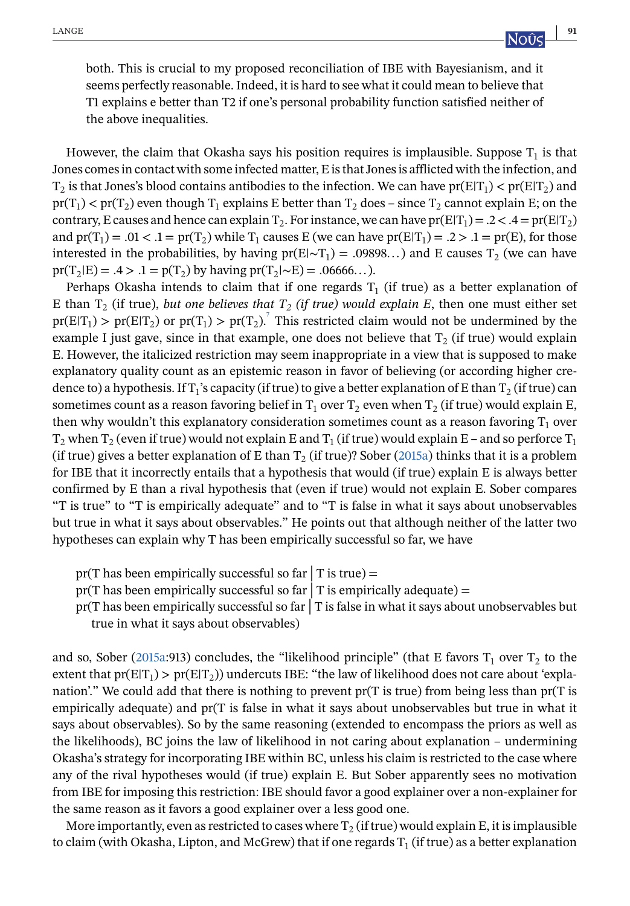both. This is crucial to my proposed reconciliation of IBE with Bayesianism, and it seems perfectly reasonable. Indeed, it is hard to see what it could mean to believe that T1 explains e better than T2 if one's personal probability function satisfied neither of the above inequalities.

However, the claim that Okasha says his position requires is implausible. Suppose $T_1$ is that Jones comes in contact with some infected matter, E is that Jones is afflicted with the infection, and $T_2$ is that Jones's blood contains antibodies to the infection. We can have $pr(E|T_1) < pr(E|T_2)$ and $pr(T_1) < pr(T_2)$ even though $T_1$ explains E better than $T_2$ does – since $T_2$ cannot explain E; on the contrary, E causes and hence can explain $T_2$. For instance, we can have $pr(E|T_1) = .2 < .4 = pr(E|T_2)$ and $pr(T_1) = .01 < .1 = pr(T_2)$ while $T_1$ causes E (we can have $pr(E|T_1) = .2 > .1 = pr(E)$, for those interested in the probabilities, by having $pr(E|{\sim}T_1) = .09898\ldots$) and E causes $T_2$ (we can have $pr(T_2|E) = .4 > .1 = p(T_2)$ by having $pr(T_2|{\sim}E) = .06666\ldots$).

Perhaps Okasha intends to claim that if one regards $T_1$ (if true) as a better explanation of E than $T_2$ (if true), *but one believes that $T_2$ (if true) would explain E*, then one must either set $pr(E|T_1) > pr(E|T_2)$ or $pr(T_1) > pr(T_2)$.[7] This restricted claim would not be undermined by the example I just gave, since in that example, one does not believe that $T_2$ (if true) would explain E. However, the italicized restriction may seem inappropriate in a view that is supposed to make explanatory quality count as an epistemic reason in favor of believing (or according higher credence to) a hypothesis. If $T_1$'s capacity (if true) to give a better explanation of E than $T_2$ (if true) can sometimes count as a reason favoring belief in $T_1$ over $T_2$ even when $T_2$ (if true) would explain E, then why wouldn't this explanatory consideration sometimes count as a reason favoring $T_1$ over $T_2$ when $T_2$ (even if true) would not explain E and $T_1$ (if true) would explain E – and so perforce $T_1$ (if true) gives a better explanation of E than $T_2$ (if true)? Sober (2015a) thinks that it is a problem for IBE that it incorrectly entails that a hypothesis that would (if true) explain E is always better confirmed by E than a rival hypothesis that (even if true) would not explain E. Sober compares "T is true" to "T is empirically adequate" and to "T is false in what it says about unobservables but true in what it says about observables." He points out that although neither of the latter two hypotheses can explain why T has been empirically successful so far, we have

pr(T has been empirically successful so far | T is true) =
pr(T has been empirically successful so far | T is empirically adequate) =
pr(T has been empirically successful so far | T is false in what it says about unobservables but true in what it says about observables)

and so, Sober (2015a:913) concludes, the "likelihood principle" (that E favors $T_1$ over $T_2$ to the extent that $pr(E|T_1) > pr(E|T_2)$) undercuts IBE: "the law of likelihood does not care about 'explanation'." We could add that there is nothing to prevent pr(T is true) from being less than pr(T is empirically adequate) and pr(T is false in what it says about unobservables but true in what it says about observables). So by the same reasoning (extended to encompass the priors as well as the likelihoods), BC joins the law of likelihood in not caring about explanation – undermining Okasha's strategy for incorporating IBE within BC, unless his claim is restricted to the case where any of the rival hypotheses would (if true) explain E. But Sober apparently sees no motivation from IBE for imposing this restriction: IBE should favor a good explainer over a non-explainer for the same reason as it favors a good explainer over a less good one.

More importantly, even as restricted to cases where $T_2$ (if true) would explain E, it is implausible to claim (with Okasha, Lipton, and McGrew) that if one regards $T_1$ (if true) as a better explanation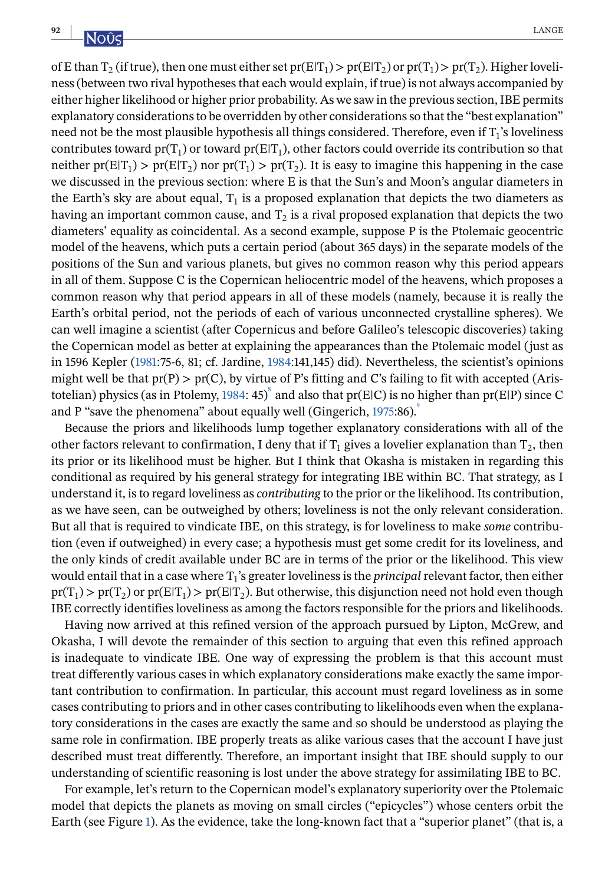of E than $T_2$ (if true), then one must either set $pr(E|T_1) > pr(E|T_2)$ or $pr(T_1) > pr(T_2)$. Higher loveliness (between two rival hypotheses that each would explain, if true) is not always accompanied by either higher likelihood or higher prior probability. As we saw in the previous section, IBE permits explanatory considerations to be overridden by other considerations so that the "best explanation" need not be the most plausible hypothesis all things considered. Therefore, even if $T_1$'s loveliness contributes toward $pr(T_1)$ or toward $pr(E|T_1)$, other factors could override its contribution so that neither $pr(E|T_1) > pr(E|T_2)$ nor $pr(T_1) > pr(T_2)$. It is easy to imagine this happening in the case we discussed in the previous section: where E is that the Sun's and Moon's angular diameters in the Earth's sky are about equal, $T_1$ is a proposed explanation that depicts the two diameters as having an important common cause, and $T_2$ is a rival proposed explanation that depicts the two diameters' equality as coincidental. As a second example, suppose P is the Ptolemaic geocentric model of the heavens, which puts a certain period (about 365 days) in the separate models of the positions of the Sun and various planets, but gives no common reason why this period appears in all of them. Suppose C is the Copernican heliocentric model of the heavens, which proposes a common reason why that period appears in all of these models (namely, because it is really the Earth's orbital period, not the periods of each of various unconnected crystalline spheres). We can well imagine a scientist (after Copernicus and before Galileo's telescopic discoveries) taking the Copernican model as better at explaining the appearances than the Ptolemaic model (just as in 1596 Kepler (1981:75-6, 81; cf. Jardine, 1984:141,145) did). Nevertheless, the scientist's opinions might well be that $pr(P) > pr(C)$, by virtue of P's fitting and C's failing to fit with accepted (Aristotelian) physics (as in Ptolemy, 1984: 45)[8] and also that $pr(E|C)$ is no higher than $pr(E|P)$ since C and P "save the phenomena" about equally well (Gingerich, 1975:86).[9]

Because the priors and likelihoods lump together explanatory considerations with all of the other factors relevant to confirmation, I deny that if $T_1$ gives a lovelier explanation than $T_2$, then its prior or its likelihood must be higher. But I think that Okasha is mistaken in regarding this conditional as required by his general strategy for integrating IBE within BC. That strategy, as I understand it, is to regard loveliness as *contributing* to the prior or the likelihood. Its contribution, as we have seen, can be outweighed by others; loveliness is not the only relevant consideration. But all that is required to vindicate IBE, on this strategy, is for loveliness to make *some* contribution (even if outweighed) in every case; a hypothesis must get some credit for its loveliness, and the only kinds of credit available under BC are in terms of the prior or the likelihood. This view would entail that in a case where $T_1$'s greater loveliness is the *principal* relevant factor, then either $pr(T_1) > pr(T_2)$ or $pr(E|T_1) > pr(E|T_2)$. But otherwise, this disjunction need not hold even though IBE correctly identifies loveliness as among the factors responsible for the priors and likelihoods.

Having now arrived at this refined version of the approach pursued by Lipton, McGrew, and Okasha, I will devote the remainder of this section to arguing that even this refined approach is inadequate to vindicate IBE. One way of expressing the problem is that this account must treat differently various cases in which explanatory considerations make exactly the same important contribution to confirmation. In particular, this account must regard loveliness as in some cases contributing to priors and in other cases contributing to likelihoods even when the explanatory considerations in the cases are exactly the same and so should be understood as playing the same role in confirmation. IBE properly treats as alike various cases that the account I have just described must treat differently. Therefore, an important insight that IBE should supply to our understanding of scientific reasoning is lost under the above strategy for assimilating IBE to BC.

For example, let's return to the Copernican model's explanatory superiority over the Ptolemaic model that depicts the planets as moving on small circles ("epicycles") whose centers orbit the Earth (see Figure 1). As the evidence, take the long-known fact that a "superior planet" (that is, a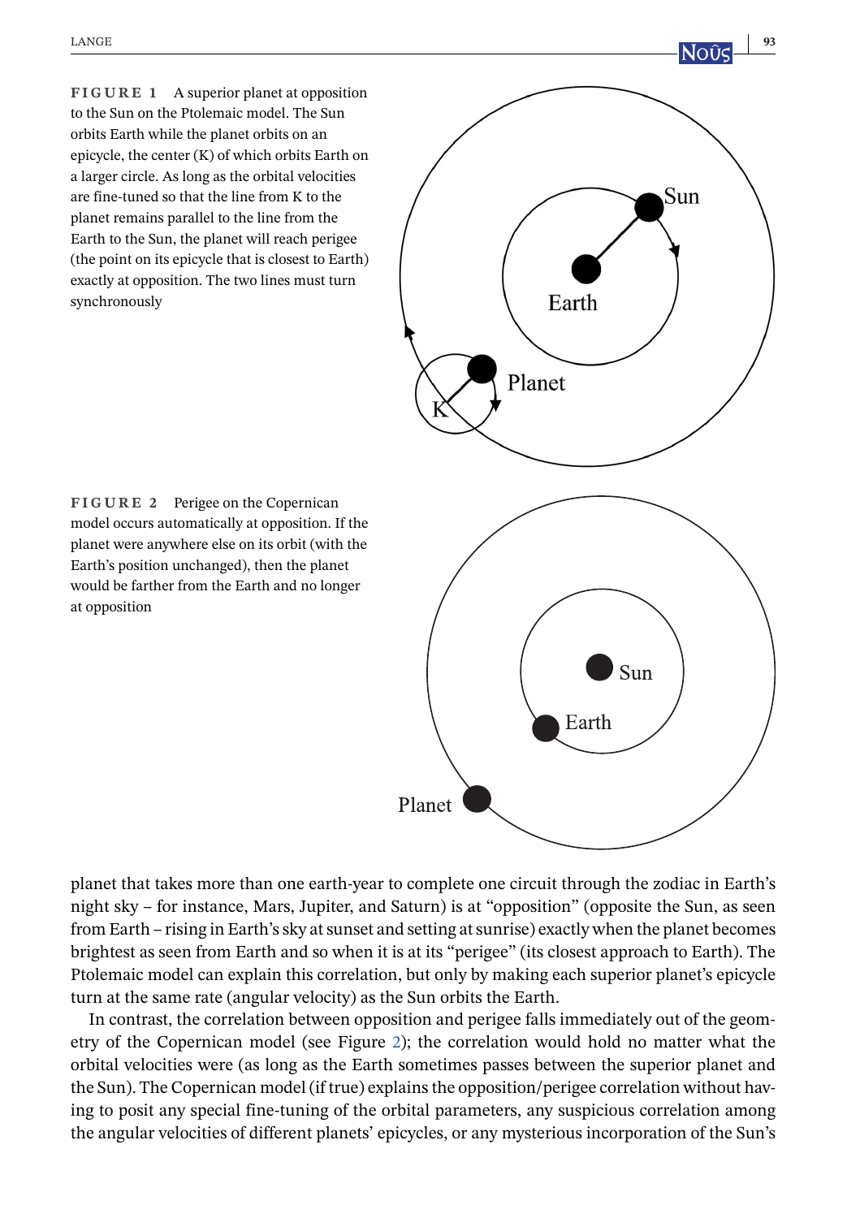**FIGURE 1** A superior planet at opposition to the Sun on the Ptolemaic model. The Sun orbits Earth while the planet orbits on an epicycle, the center (K) of which orbits Earth on a larger circle. As long as the orbital velocities are fine-tuned so that the line from K to the planet remains parallel to the line from the Earth to the Sun, the planet will reach perigee (the point on its epicycle that is closest to Earth) exactly at opposition. The two lines must turn synchronously

**FIGURE 2** Perigee on the Copernican model occurs automatically at opposition. If the planet were anywhere else on its orbit (with the Earth's position unchanged), then the planet would be farther from the Earth and no longer at opposition

planet that takes more than one earth-year to complete one circuit through the zodiac in Earth's night sky – for instance, Mars, Jupiter, and Saturn) is at "opposition" (opposite the Sun, as seen from Earth – rising in Earth's sky at sunset and setting at sunrise) exactly when the planet becomes brightest as seen from Earth and so when it is at its "perigee" (its closest approach to Earth). The Ptolemaic model can explain this correlation, but only by making each superior planet's epicycle turn at the same rate (angular velocity) as the Sun orbits the Earth.

In contrast, the correlation between opposition and perigee falls immediately out of the geometry of the Copernican model (see Figure 2); the correlation would hold no matter what the orbital velocities were (as long as the Earth sometimes passes between the superior planet and the Sun). The Copernican model (if true) explains the opposition/perigee correlation without having to posit any special fine-tuning of the orbital parameters, any suspicious correlation among the angular velocities of different planets' epicycles, or any mysterious incorporation of the Sun's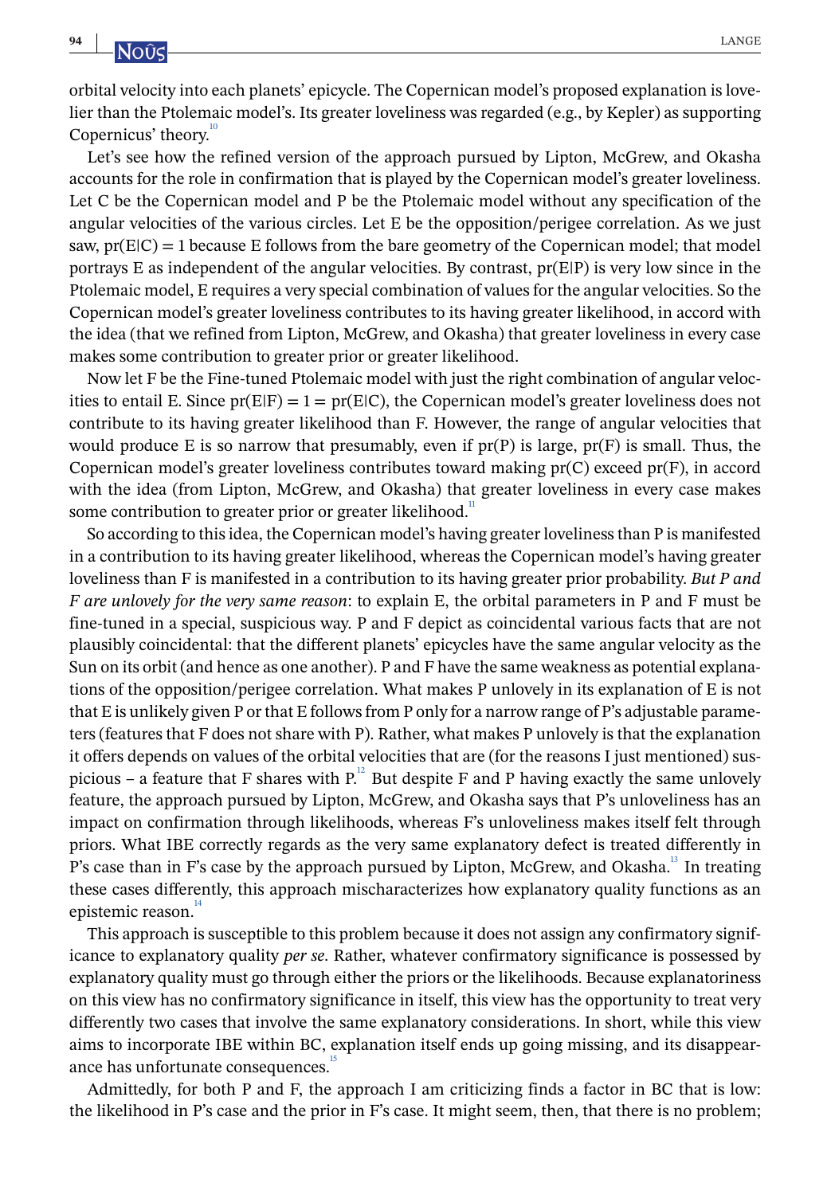orbital velocity into each planets' epicycle. The Copernican model's proposed explanation is lovelier than the Ptolemaic model's. Its greater loveliness was regarded (e.g., by Kepler) as supporting Copernicus' theory.[10]

Let's see how the refined version of the approach pursued by Lipton, McGrew, and Okasha accounts for the role in confirmation that is played by the Copernican model's greater loveliness. Let C be the Copernican model and P be the Ptolemaic model without any specification of the angular velocities of the various circles. Let E be the opposition/perigee correlation. As we just saw, $pr(E|C) = 1$ because E follows from the bare geometry of the Copernican model; that model portrays E as independent of the angular velocities. By contrast, $pr(E|P)$ is very low since in the Ptolemaic model, E requires a very special combination of values for the angular velocities. So the Copernican model's greater loveliness contributes to its having greater likelihood, in accord with the idea (that we refined from Lipton, McGrew, and Okasha) that greater loveliness in every case makes some contribution to greater prior or greater likelihood.

Now let F be the Fine-tuned Ptolemaic model with just the right combination of angular velocities to entail E. Since $pr(E|F) = 1 = pr(E|C)$, the Copernican model's greater loveliness does not contribute to its having greater likelihood than F. However, the range of angular velocities that would produce E is so narrow that presumably, even if $pr(P)$ is large, $pr(F)$ is small. Thus, the Copernican model's greater loveliness contributes toward making $pr(C)$ exceed $pr(F)$, in accord with the idea (from Lipton, McGrew, and Okasha) that greater loveliness in every case makes some contribution to greater prior or greater likelihood.[11]

So according to this idea, the Copernican model's having greater loveliness than P is manifested in a contribution to its having greater likelihood, whereas the Copernican model's having greater loveliness than F is manifested in a contribution to its having greater prior probability. *But P and F are unlovely for the very same reason*: to explain E, the orbital parameters in P and F must be fine-tuned in a special, suspicious way. P and F depict as coincidental various facts that are not plausibly coincidental: that the different planets' epicycles have the same angular velocity as the Sun on its orbit (and hence as one another). P and F have the same weakness as potential explanations of the opposition/perigee correlation. What makes P unlovely in its explanation of E is not that E is unlikely given P or that E follows from P only for a narrow range of P's adjustable parameters (features that F does not share with P). Rather, what makes P unlovely is that the explanation it offers depends on values of the orbital velocities that are (for the reasons I just mentioned) suspicious – a feature that F shares with P.[12] But despite F and P having exactly the same unlovely feature, the approach pursued by Lipton, McGrew, and Okasha says that P's unloveliness has an impact on confirmation through likelihoods, whereas F's unloveliness makes itself felt through priors. What IBE correctly regards as the very same explanatory defect is treated differently in P's case than in F's case by the approach pursued by Lipton, McGrew, and Okasha.[13] In treating these cases differently, this approach mischaracterizes how explanatory quality functions as an epistemic reason.[14]

This approach is susceptible to this problem because it does not assign any confirmatory significance to explanatory quality *per se*. Rather, whatever confirmatory significance is possessed by explanatory quality must go through either the priors or the likelihoods. Because explanatoriness on this view has no confirmatory significance in itself, this view has the opportunity to treat very differently two cases that involve the same explanatory considerations. In short, while this view aims to incorporate IBE within BC, explanation itself ends up going missing, and its disappearance has unfortunate consequences.[15]

Admittedly, for both P and F, the approach I am criticizing finds a factor in BC that is low: the likelihood in P's case and the prior in F's case. It might seem, then, that there is no problem;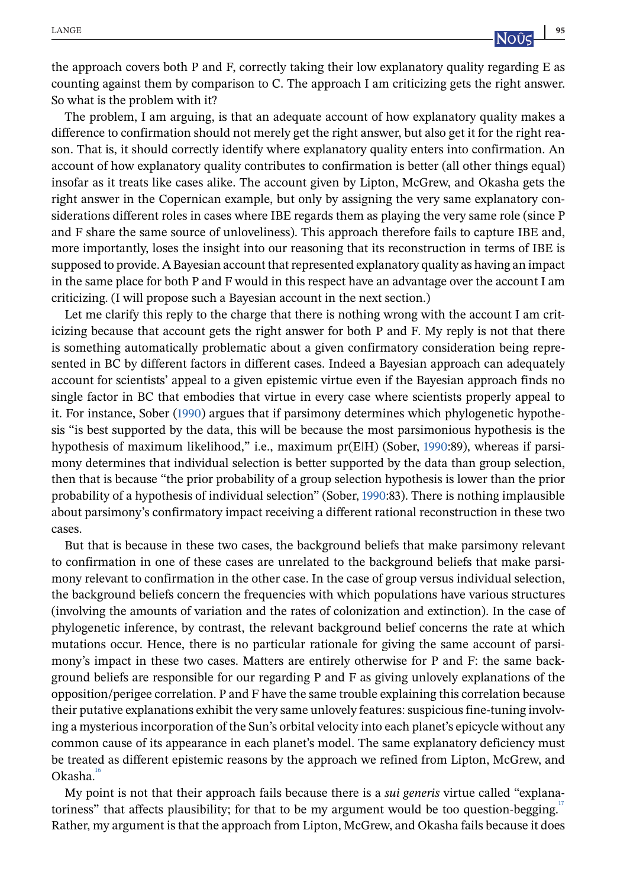the approach covers both P and F, correctly taking their low explanatory quality regarding E as counting against them by comparison to C. The approach I am criticizing gets the right answer. So what is the problem with it?

The problem, I am arguing, is that an adequate account of how explanatory quality makes a difference to confirmation should not merely get the right answer, but also get it for the right reason. That is, it should correctly identify where explanatory quality enters into confirmation. An account of how explanatory quality contributes to confirmation is better (all other things equal) insofar as it treats like cases alike. The account given by Lipton, McGrew, and Okasha gets the right answer in the Copernican example, but only by assigning the very same explanatory considerations different roles in cases where IBE regards them as playing the very same role (since P and F share the same source of unloveliness). This approach therefore fails to capture IBE and, more importantly, loses the insight into our reasoning that its reconstruction in terms of IBE is supposed to provide. A Bayesian account that represented explanatory quality as having an impact in the same place for both P and F would in this respect have an advantage over the account I am criticizing. (I will propose such a Bayesian account in the next section.)

Let me clarify this reply to the charge that there is nothing wrong with the account I am criticizing because that account gets the right answer for both P and F. My reply is not that there is something automatically problematic about a given confirmatory consideration being represented in BC by different factors in different cases. Indeed a Bayesian approach can adequately account for scientists' appeal to a given epistemic virtue even if the Bayesian approach finds no single factor in BC that embodies that virtue in every case where scientists properly appeal to it. For instance, Sober (1990) argues that if parsimony determines which phylogenetic hypothesis "is best supported by the data, this will be because the most parsimonious hypothesis is the hypothesis of maximum likelihood," i.e., maximum pr(E|H) (Sober, 1990:89), whereas if parsimony determines that individual selection is better supported by the data than group selection, then that is because "the prior probability of a group selection hypothesis is lower than the prior probability of a hypothesis of individual selection" (Sober, 1990:83). There is nothing implausible about parsimony's confirmatory impact receiving a different rational reconstruction in these two cases.

But that is because in these two cases, the background beliefs that make parsimony relevant to confirmation in one of these cases are unrelated to the background beliefs that make parsimony relevant to confirmation in the other case. In the case of group versus individual selection, the background beliefs concern the frequencies with which populations have various structures (involving the amounts of variation and the rates of colonization and extinction). In the case of phylogenetic inference, by contrast, the relevant background belief concerns the rate at which mutations occur. Hence, there is no particular rationale for giving the same account of parsimony's impact in these two cases. Matters are entirely otherwise for P and F: the same background beliefs are responsible for our regarding P and F as giving unlovely explanations of the opposition/perigee correlation. P and F have the same trouble explaining this correlation because their putative explanations exhibit the very same unlovely features: suspicious fine-tuning involving a mysterious incorporation of the Sun's orbital velocity into each planet's epicycle without any common cause of its appearance in each planet's model. The same explanatory deficiency must be treated as different epistemic reasons by the approach we refined from Lipton, McGrew, and Okasha.[16]

My point is not that their approach fails because there is a *sui generis* virtue called "explanatoriness" that affects plausibility; for that to be my argument would be too question-begging.[17] Rather, my argument is that the approach from Lipton, McGrew, and Okasha fails because it does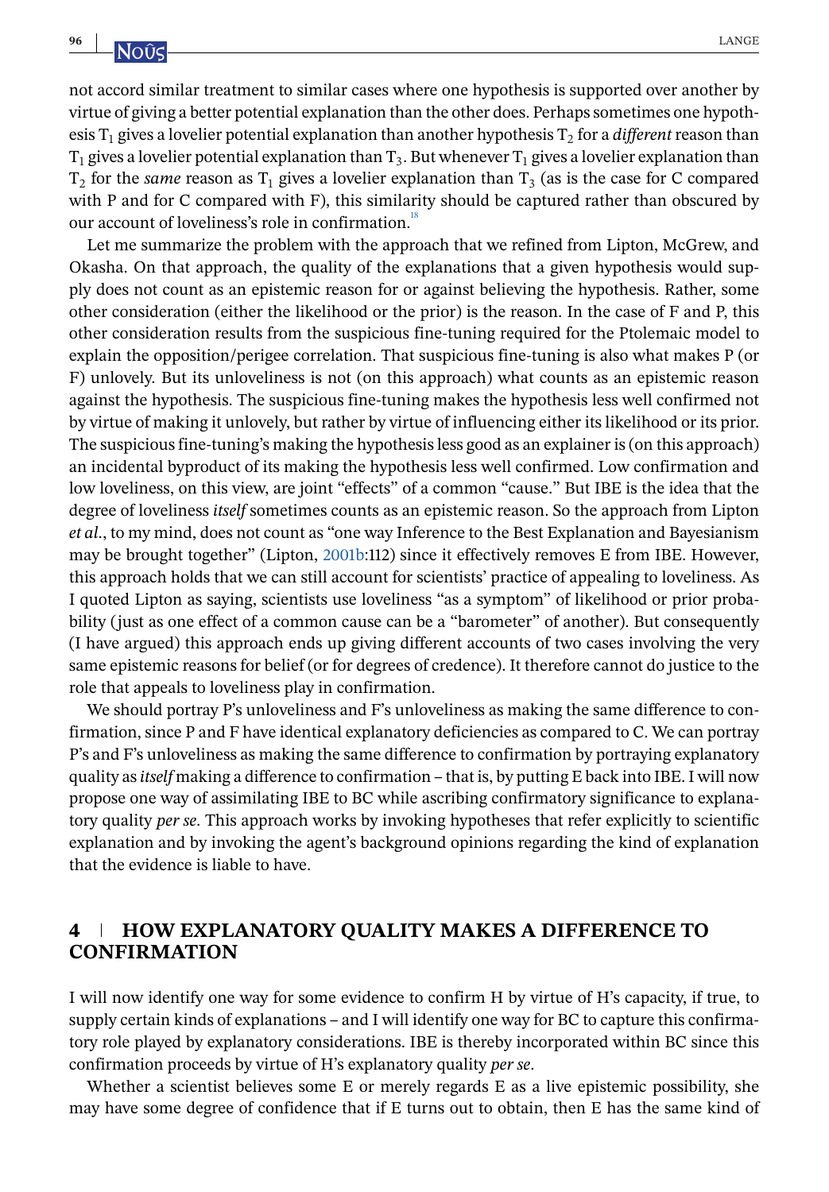not accord similar treatment to similar cases where one hypothesis is supported over another by virtue of giving a better potential explanation than the other does. Perhaps sometimes one hypothesis $T_1$ gives a lovelier potential explanation than another hypothesis $T_2$ for a *different* reason than $T_1$ gives a lovelier potential explanation than $T_3$. But whenever $T_1$ gives a lovelier explanation than $T_2$ for the *same* reason as $T_1$ gives a lovelier explanation than $T_3$ (as is the case for C compared with P and for C compared with F), this similarity should be captured rather than obscured by our account of loveliness's role in confirmation.[18]

Let me summarize the problem with the approach that we refined from Lipton, McGrew, and Okasha. On that approach, the quality of the explanations that a given hypothesis would supply does not count as an epistemic reason for or against believing the hypothesis. Rather, some other consideration (either the likelihood or the prior) is the reason. In the case of F and P, this other consideration results from the suspicious fine-tuning required for the Ptolemaic model to explain the opposition/perigee correlation. That suspicious fine-tuning is also what makes P (or F) unlovely. But its unloveliness is not (on this approach) what counts as an epistemic reason against the hypothesis. The suspicious fine-tuning makes the hypothesis less well confirmed not by virtue of making it unlovely, but rather by virtue of influencing either its likelihood or its prior. The suspicious fine-tuning's making the hypothesis less good as an explainer is (on this approach) an incidental byproduct of its making the hypothesis less well confirmed. Low confirmation and low loveliness, on this view, are joint "effects" of a common "cause." But IBE is the idea that the degree of loveliness *itself* sometimes counts as an epistemic reason. So the approach from Lipton *et al.*, to my mind, does not count as "one way Inference to the Best Explanation and Bayesianism may be brought together" (Lipton, 2001b:112) since it effectively removes E from IBE. However, this approach holds that we can still account for scientists' practice of appealing to loveliness. As I quoted Lipton as saying, scientists use loveliness "as a symptom" of likelihood or prior probability (just as one effect of a common cause can be a "barometer" of another). But consequently (I have argued) this approach ends up giving different accounts of two cases involving the very same epistemic reasons for belief (or for degrees of credence). It therefore cannot do justice to the role that appeals to loveliness play in confirmation.

We should portray P's unloveliness and F's unloveliness as making the same difference to confirmation, since P and F have identical explanatory deficiencies as compared to C. We can portray P's and F's unloveliness as making the same difference to confirmation by portraying explanatory quality as *itself* making a difference to confirmation – that is, by putting E back into IBE. I will now propose one way of assimilating IBE to BC while ascribing confirmatory significance to explanatory quality *per se*. This approach works by invoking hypotheses that refer explicitly to scientific explanation and by invoking the agent's background opinions regarding the kind of explanation that the evidence is liable to have.

## 4 | HOW EXPLANATORY QUALITY MAKES A DIFFERENCE TO CONFIRMATION

I will now identify one way for some evidence to confirm H by virtue of H's capacity, if true, to supply certain kinds of explanations – and I will identify one way for BC to capture this confirmatory role played by explanatory considerations. IBE is thereby incorporated within BC since this confirmation proceeds by virtue of H's explanatory quality *per se*.

Whether a scientist believes some E or merely regards E as a live epistemic possibility, she may have some degree of confidence that if E turns out to obtain, then E has the same kind of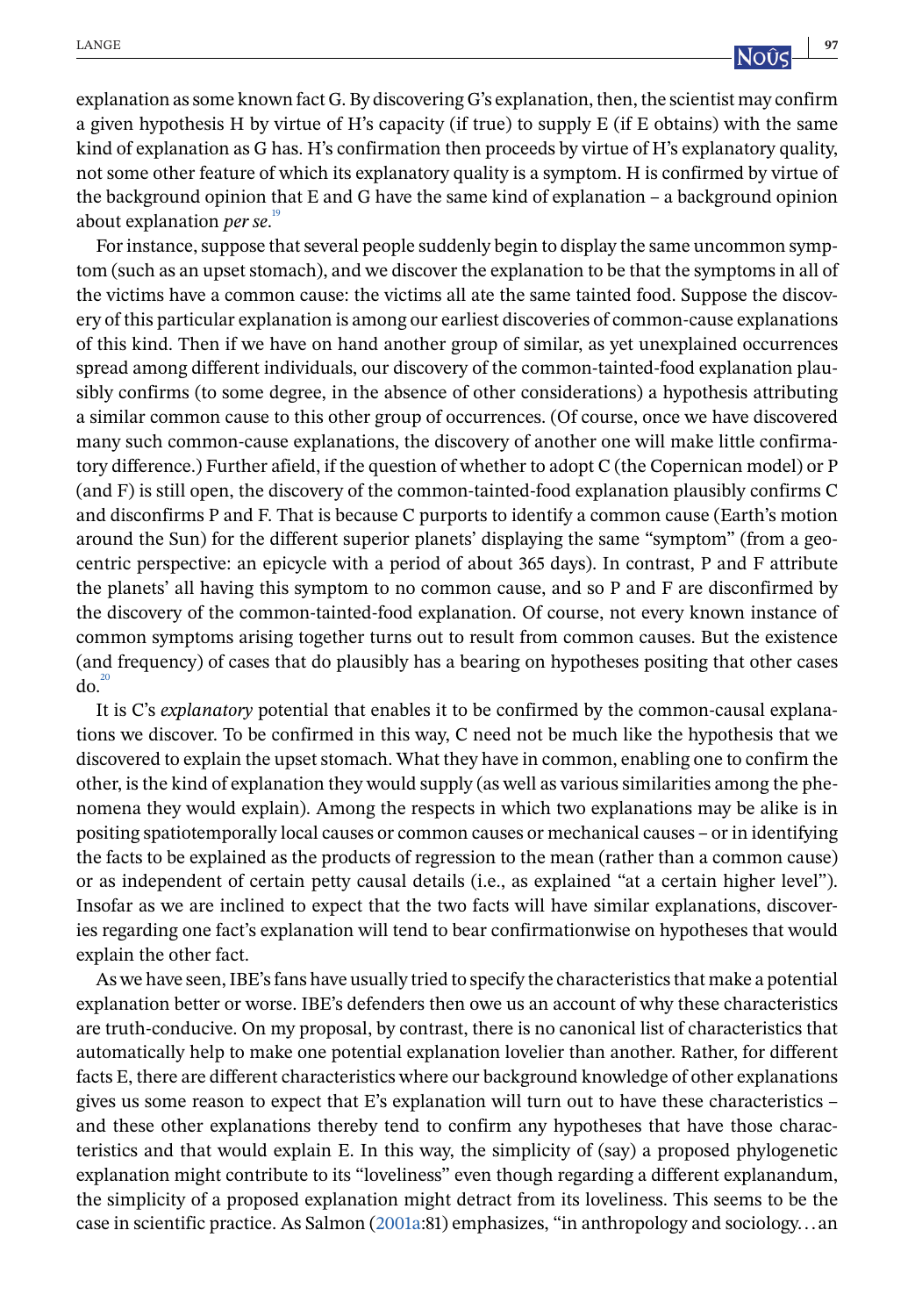explanation as some known fact G. By discovering G's explanation, then, the scientist may confirm a given hypothesis H by virtue of H's capacity (if true) to supply E (if E obtains) with the same kind of explanation as G has. H's confirmation then proceeds by virtue of H's explanatory quality, not some other feature of which its explanatory quality is a symptom. H is confirmed by virtue of the background opinion that E and G have the same kind of explanation – a background opinion about explanation *per se*.[19]

For instance, suppose that several people suddenly begin to display the same uncommon symptom (such as an upset stomach), and we discover the explanation to be that the symptoms in all of the victims have a common cause: the victims all ate the same tainted food. Suppose the discovery of this particular explanation is among our earliest discoveries of common-cause explanations of this kind. Then if we have on hand another group of similar, as yet unexplained occurrences spread among different individuals, our discovery of the common-tainted-food explanation plausibly confirms (to some degree, in the absence of other considerations) a hypothesis attributing a similar common cause to this other group of occurrences. (Of course, once we have discovered many such common-cause explanations, the discovery of another one will make little confirmatory difference.) Further afield, if the question of whether to adopt C (the Copernican model) or P (and F) is still open, the discovery of the common-tainted-food explanation plausibly confirms C and disconfirms P and F. That is because C purports to identify a common cause (Earth's motion around the Sun) for the different superior planets' displaying the same "symptom" (from a geocentric perspective: an epicycle with a period of about 365 days). In contrast, P and F attribute the planets' all having this symptom to no common cause, and so P and F are disconfirmed by the discovery of the common-tainted-food explanation. Of course, not every known instance of common symptoms arising together turns out to result from common causes. But the existence (and frequency) of cases that do plausibly has a bearing on hypotheses positing that other cases do.[20]

It is C's *explanatory* potential that enables it to be confirmed by the common-causal explanations we discover. To be confirmed in this way, C need not be much like the hypothesis that we discovered to explain the upset stomach. What they have in common, enabling one to confirm the other, is the kind of explanation they would supply (as well as various similarities among the phenomena they would explain). Among the respects in which two explanations may be alike is in positing spatiotemporally local causes or common causes or mechanical causes – or in identifying the facts to be explained as the products of regression to the mean (rather than a common cause) or as independent of certain petty causal details (i.e., as explained "at a certain higher level"). Insofar as we are inclined to expect that the two facts will have similar explanations, discoveries regarding one fact's explanation will tend to bear confirmationwise on hypotheses that would explain the other fact.

As we have seen, IBE's fans have usually tried to specify the characteristics that make a potential explanation better or worse. IBE's defenders then owe us an account of why these characteristics are truth-conducive. On my proposal, by contrast, there is no canonical list of characteristics that automatically help to make one potential explanation lovelier than another. Rather, for different facts E, there are different characteristics where our background knowledge of other explanations gives us some reason to expect that E's explanation will turn out to have these characteristics – and these other explanations thereby tend to confirm any hypotheses that have those characteristics and that would explain E. In this way, the simplicity of (say) a proposed phylogenetic explanation might contribute to its "loveliness" even though regarding a different explanandum, the simplicity of a proposed explanation might detract from its loveliness. This seems to be the case in scientific practice. As Salmon (2001a:81) emphasizes, "in anthropology and sociology...an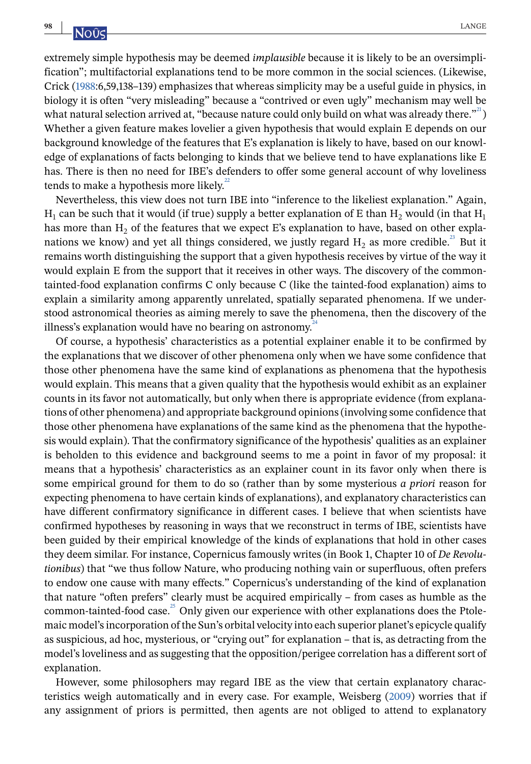extremely simple hypothesis may be deemed *implausible* because it is likely to be an oversimplification"; multifactorial explanations tend to be more common in the social sciences. (Likewise, Crick (1988:6,59,138–139) emphasizes that whereas simplicity may be a useful guide in physics, in biology it is often "very misleading" because a "contrived or even ugly" mechanism may well be what natural selection arrived at, "because nature could only build on what was already there."[21]) Whether a given feature makes lovelier a given hypothesis that would explain E depends on our background knowledge of the features that E's explanation is likely to have, based on our knowledge of explanations of facts belonging to kinds that we believe tend to have explanations like E has. There is then no need for IBE's defenders to offer some general account of why loveliness tends to make a hypothesis more likely.[22]

Nevertheless, this view does not turn IBE into "inference to the likeliest explanation." Again, $H_1$ can be such that it would (if true) supply a better explanation of E than $H_2$ would (in that $H_1$ has more than $H_2$ of the features that we expect E's explanation to have, based on other explanations we know) and yet all things considered, we justly regard $H_2$ as more credible.[23] But it remains worth distinguishing the support that a given hypothesis receives by virtue of the way it would explain E from the support that it receives in other ways. The discovery of the common-tainted-food explanation confirms C only because C (like the tainted-food explanation) aims to explain a similarity among apparently unrelated, spatially separated phenomena. If we understood astronomical theories as aiming merely to save the phenomena, then the discovery of the illness's explanation would have no bearing on astronomy.[24]

Of course, a hypothesis' characteristics as a potential explainer enable it to be confirmed by the explanations that we discover of other phenomena only when we have some confidence that those other phenomena have the same kind of explanations as phenomena that the hypothesis would explain. This means that a given quality that the hypothesis would exhibit as an explainer counts in its favor not automatically, but only when there is appropriate evidence (from explanations of other phenomena) and appropriate background opinions (involving some confidence that those other phenomena have explanations of the same kind as the phenomena that the hypothesis would explain). That the confirmatory significance of the hypothesis' qualities as an explainer is beholden to this evidence and background seems to me a point in favor of my proposal: it means that a hypothesis' characteristics as an explainer count in its favor only when there is some empirical ground for them to do so (rather than by some mysterious *a priori* reason for expecting phenomena to have certain kinds of explanations), and explanatory characteristics can have different confirmatory significance in different cases. I believe that when scientists have confirmed hypotheses by reasoning in ways that we reconstruct in terms of IBE, scientists have been guided by their empirical knowledge of the kinds of explanations that hold in other cases they deem similar. For instance, Copernicus famously writes (in Book 1, Chapter 10 of *De Revolutionibus*) that "we thus follow Nature, who producing nothing vain or superfluous, often prefers to endow one cause with many effects." Copernicus's understanding of the kind of explanation that nature "often prefers" clearly must be acquired empirically – from cases as humble as the common-tainted-food case.[25] Only given our experience with other explanations does the Ptolemaic model's incorporation of the Sun's orbital velocity into each superior planet's epicycle qualify as suspicious, ad hoc, mysterious, or "crying out" for explanation – that is, as detracting from the model's loveliness and as suggesting that the opposition/perigee correlation has a different sort of explanation.

However, some philosophers may regard IBE as the view that certain explanatory characteristics weigh automatically and in every case. For example, Weisberg (2009) worries that if any assignment of priors is permitted, then agents are not obliged to attend to explanatory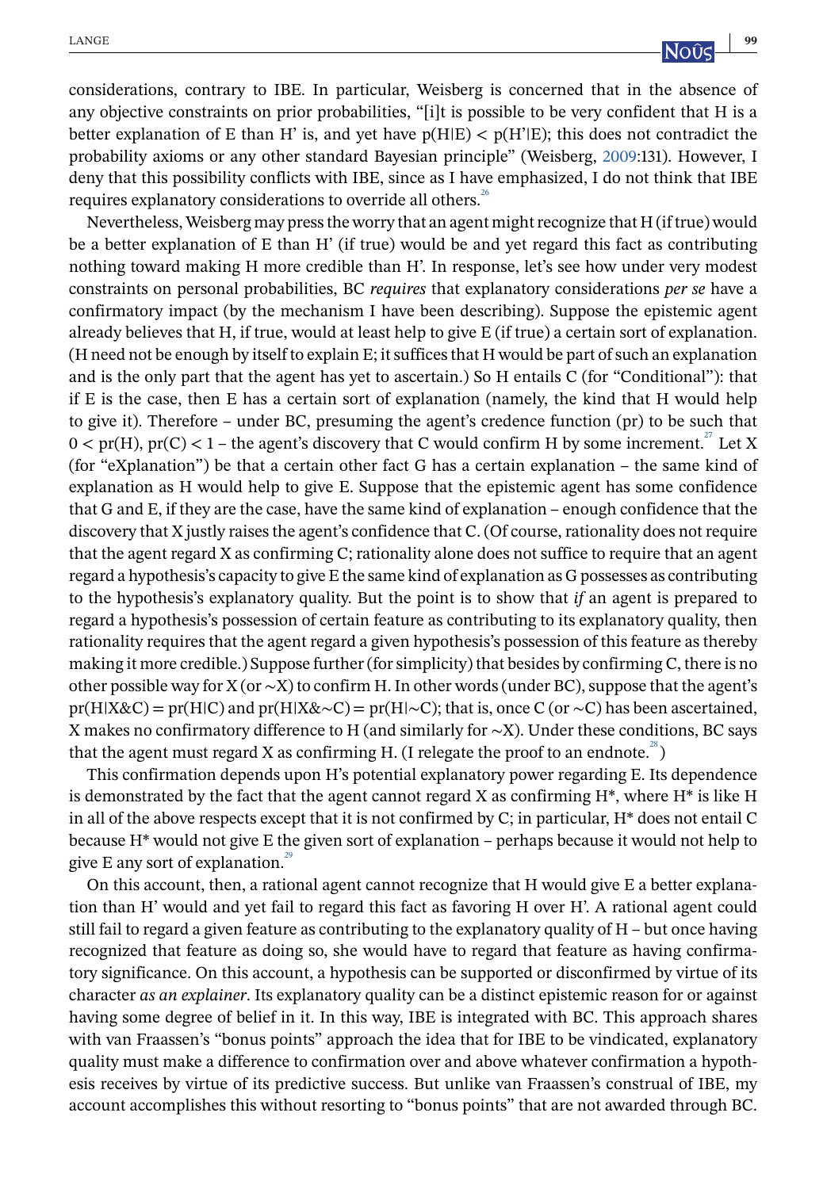considerations, contrary to IBE. In particular, Weisberg is concerned that in the absence of any objective constraints on prior probabilities, "[i]t is possible to be very confident that H is a better explanation of E than H' is, and yet have $p(H|E) < p(H'|E)$; this does not contradict the probability axioms or any other standard Bayesian principle" (Weisberg, 2009:131). However, I deny that this possibility conflicts with IBE, since as I have emphasized, I do not think that IBE requires explanatory considerations to override all others.[26]

Nevertheless, Weisberg may press the worry that an agent might recognize that H (if true) would be a better explanation of E than H' (if true) would be and yet regard this fact as contributing nothing toward making H more credible than H'. In response, let's see how under very modest constraints on personal probabilities, BC *requires* that explanatory considerations *per se* have a confirmatory impact (by the mechanism I have been describing). Suppose the epistemic agent already believes that H, if true, would at least help to give E (if true) a certain sort of explanation. (H need not be enough by itself to explain E; it suffices that H would be part of such an explanation and is the only part that the agent has yet to ascertain.) So H entails C (for "Conditional"): that if E is the case, then E has a certain sort of explanation (namely, the kind that H would help to give it). Therefore – under BC, presuming the agent's credence function (pr) to be such that $0 < pr(H), pr(C) < 1$ – the agent's discovery that C would confirm H by some increment.[27] Let X (for "eXplanation") be that a certain other fact G has a certain explanation – the same kind of explanation as H would help to give E. Suppose that the epistemic agent has some confidence that G and E, if they are the case, have the same kind of explanation – enough confidence that the discovery that X justly raises the agent's confidence that C. (Of course, rationality does not require that the agent regard X as confirming C; rationality alone does not suffice to require that an agent regard a hypothesis's capacity to give E the same kind of explanation as G possesses as contributing to the hypothesis's explanatory quality. But the point is to show that *if* an agent is prepared to regard a hypothesis's possession of certain feature as contributing to its explanatory quality, then rationality requires that the agent regard a given hypothesis's possession of this feature as thereby making it more credible.) Suppose further (for simplicity) that besides by confirming C, there is no other possible way for X (or ~X) to confirm H. In other words (under BC), suppose that the agent's $pr(H|X\&C) = pr(H|C)$ and $pr(H|X\&{\sim}C) = pr(H|{\sim}C)$; that is, once C (or ~C) has been ascertained, X makes no confirmatory difference to H (and similarly for ~X). Under these conditions, BC says that the agent must regard X as confirming H. (I relegate the proof to an endnote.[28])

This confirmation depends upon H's potential explanatory power regarding E. Its dependence is demonstrated by the fact that the agent cannot regard X as confirming H*, where H* is like H in all of the above respects except that it is not confirmed by C; in particular, H* does not entail C because H* would not give E the given sort of explanation – perhaps because it would not help to give E any sort of explanation.[29]

On this account, then, a rational agent cannot recognize that H would give E a better explanation than H' would and yet fail to regard this fact as favoring H over H'. A rational agent could still fail to regard a given feature as contributing to the explanatory quality of H – but once having recognized that feature as doing so, she would have to regard that feature as having confirmatory significance. On this account, a hypothesis can be supported or disconfirmed by virtue of its character *as an explainer*. Its explanatory quality can be a distinct epistemic reason for or against having some degree of belief in it. In this way, IBE is integrated with BC. This approach shares with van Fraassen's "bonus points" approach the idea that for IBE to be vindicated, explanatory quality must make a difference to confirmation over and above whatever confirmation a hypothesis receives by virtue of its predictive success. But unlike van Fraassen's construal of IBE, my account accomplishes this without resorting to "bonus points" that are not awarded through BC.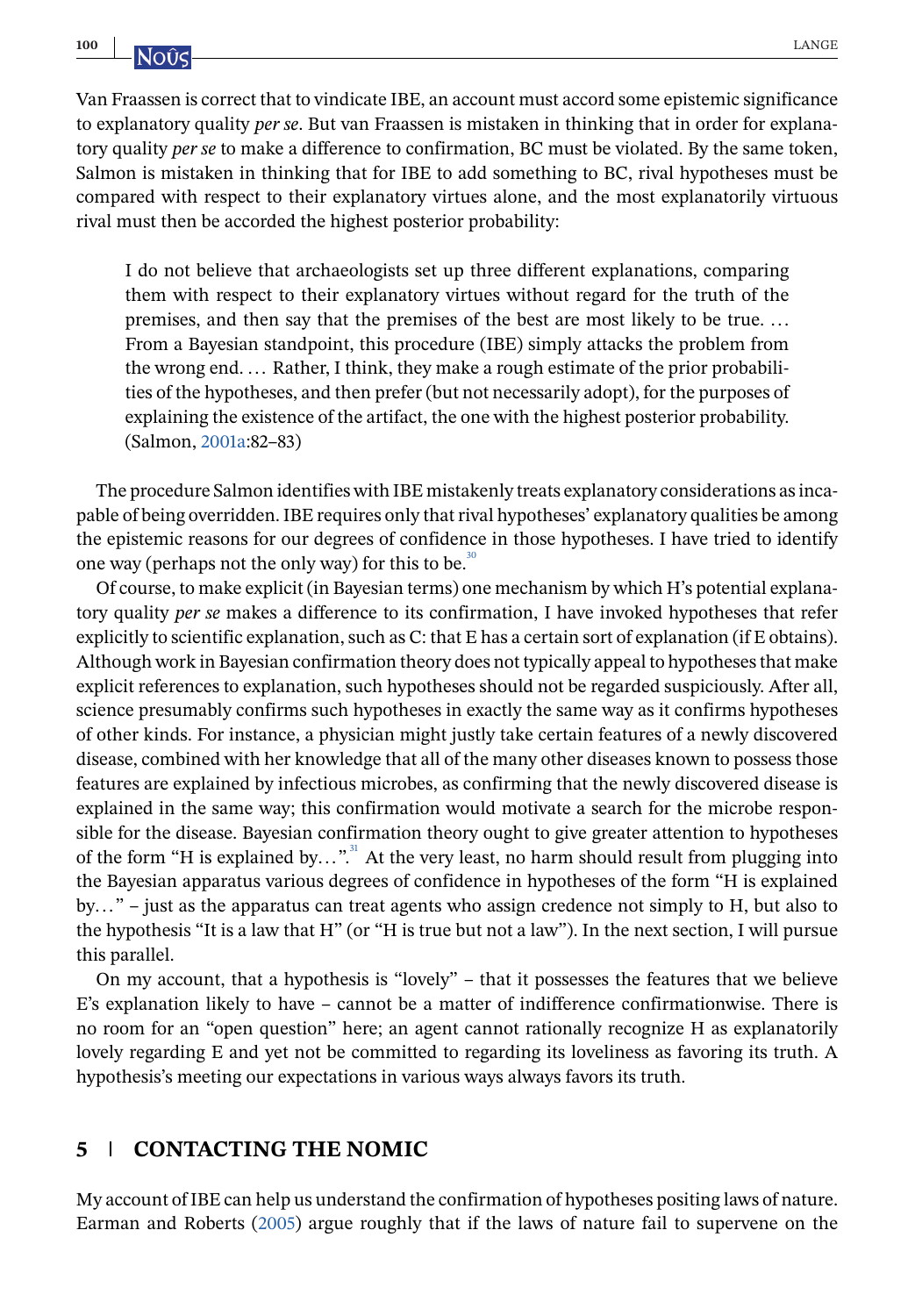Van Fraassen is correct that to vindicate IBE, an account must accord some epistemic significance to explanatory quality *per se*. But van Fraassen is mistaken in thinking that in order for explanatory quality *per se* to make a difference to confirmation, BC must be violated. By the same token, Salmon is mistaken in thinking that for IBE to add something to BC, rival hypotheses must be compared with respect to their explanatory virtues alone, and the most explanatorily virtuous rival must then be accorded the highest posterior probability:

> I do not believe that archaeologists set up three different explanations, comparing them with respect to their explanatory virtues without regard for the truth of the premises, and then say that the premises of the best are most likely to be true. … From a Bayesian standpoint, this procedure (IBE) simply attacks the problem from the wrong end. … Rather, I think, they make a rough estimate of the prior probabilities of the hypotheses, and then prefer (but not necessarily adopt), for the purposes of explaining the existence of the artifact, the one with the highest posterior probability. (Salmon, 2001a:82–83)

The procedure Salmon identifies with IBE mistakenly treats explanatory considerations as incapable of being overridden. IBE requires only that rival hypotheses' explanatory qualities be among the epistemic reasons for our degrees of confidence in those hypotheses. I have tried to identify one way (perhaps not the only way) for this to be.[30]

Of course, to make explicit (in Bayesian terms) one mechanism by which H's potential explanatory quality *per se* makes a difference to its confirmation, I have invoked hypotheses that refer explicitly to scientific explanation, such as C: that E has a certain sort of explanation (if E obtains). Although work in Bayesian confirmation theory does not typically appeal to hypotheses that make explicit references to explanation, such hypotheses should not be regarded suspiciously. After all, science presumably confirms such hypotheses in exactly the same way as it confirms hypotheses of other kinds. For instance, a physician might justly take certain features of a newly discovered disease, combined with her knowledge that all of the many other diseases known to possess those features are explained by infectious microbes, as confirming that the newly discovered disease is explained in the same way; this confirmation would motivate a search for the microbe responsible for the disease. Bayesian confirmation theory ought to give greater attention to hypotheses of the form "H is explained by…".[31] At the very least, no harm should result from plugging into the Bayesian apparatus various degrees of confidence in hypotheses of the form "H is explained by…" – just as the apparatus can treat agents who assign credence not simply to H, but also to the hypothesis "It is a law that H" (or "H is true but not a law"). In the next section, I will pursue this parallel.

On my account, that a hypothesis is "lovely" – that it possesses the features that we believe E's explanation likely to have – cannot be a matter of indifference confirmationwise. There is no room for an "open question" here; an agent cannot rationally recognize H as explanatorily lovely regarding E and yet not be committed to regarding its loveliness as favoring its truth. A hypothesis's meeting our expectations in various ways always favors its truth.

## 5 | CONTACTING THE NOMIC

My account of IBE can help us understand the confirmation of hypotheses positing laws of nature. Earman and Roberts (2005) argue roughly that if the laws of nature fail to supervene on the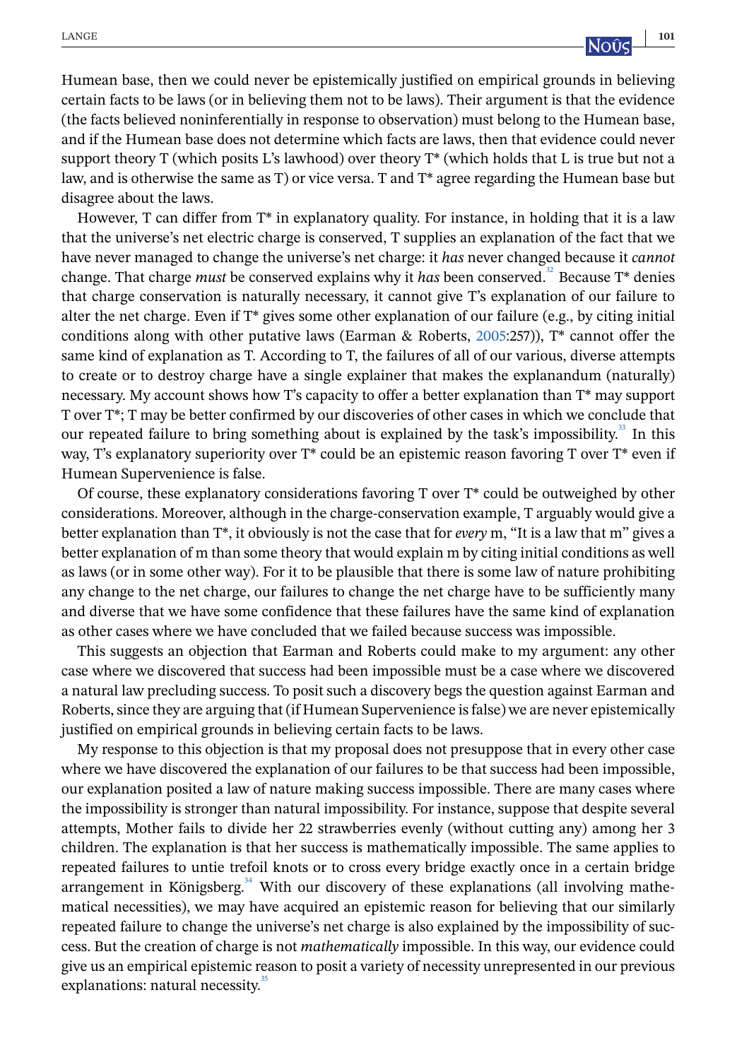Humean base, then we could never be epistemically justified on empirical grounds in believing certain facts to be laws (or in believing them not to be laws). Their argument is that the evidence (the facts believed noninferentially in response to observation) must belong to the Humean base, and if the Humean base does not determine which facts are laws, then that evidence could never support theory T (which posits L's lawhood) over theory T* (which holds that L is true but not a law, and is otherwise the same as T) or vice versa. T and T* agree regarding the Humean base but disagree about the laws.

However, T can differ from T* in explanatory quality. For instance, in holding that it is a law that the universe's net electric charge is conserved, T supplies an explanation of the fact that we have never managed to change the universe's net charge: it *has* never changed because it *cannot* change. That charge *must* be conserved explains why it *has* been conserved.[32] Because T* denies that charge conservation is naturally necessary, it cannot give T's explanation of our failure to alter the net charge. Even if T* gives some other explanation of our failure (e.g., by citing initial conditions along with other putative laws (Earman & Roberts, 2005:257)), T* cannot offer the same kind of explanation as T. According to T, the failures of all of our various, diverse attempts to create or to destroy charge have a single explainer that makes the explanandum (naturally) necessary. My account shows how T's capacity to offer a better explanation than T* may support T over T*; T may be better confirmed by our discoveries of other cases in which we conclude that our repeated failure to bring something about is explained by the task's impossibility.[33] In this way, T's explanatory superiority over T* could be an epistemic reason favoring T over T* even if Humean Supervenience is false.

Of course, these explanatory considerations favoring T over T* could be outweighed by other considerations. Moreover, although in the charge-conservation example, T arguably would give a better explanation than T*, it obviously is not the case that for *every* m, "It is a law that m" gives a better explanation of m than some theory that would explain m by citing initial conditions as well as laws (or in some other way). For it to be plausible that there is some law of nature prohibiting any change to the net charge, our failures to change the net charge have to be sufficiently many and diverse that we have some confidence that these failures have the same kind of explanation as other cases where we have concluded that we failed because success was impossible.

This suggests an objection that Earman and Roberts could make to my argument: any other case where we discovered that success had been impossible must be a case where we discovered a natural law precluding success. To posit such a discovery begs the question against Earman and Roberts, since they are arguing that (if Humean Supervenience is false) we are never epistemically justified on empirical grounds in believing certain facts to be laws.

My response to this objection is that my proposal does not presuppose that in every other case where we have discovered the explanation of our failures to be that success had been impossible, our explanation posited a law of nature making success impossible. There are many cases where the impossibility is stronger than natural impossibility. For instance, suppose that despite several attempts, Mother fails to divide her 22 strawberries evenly (without cutting any) among her 3 children. The explanation is that her success is mathematically impossible. The same applies to repeated failures to untie trefoil knots or to cross every bridge exactly once in a certain bridge arrangement in Königsberg.[34] With our discovery of these explanations (all involving mathematical necessities), we may have acquired an epistemic reason for believing that our similarly repeated failure to change the universe's net charge is also explained by the impossibility of success. But the creation of charge is not *mathematically* impossible. In this way, our evidence could give us an empirical epistemic reason to posit a variety of necessity unrepresented in our previous explanations: natural necessity.[35]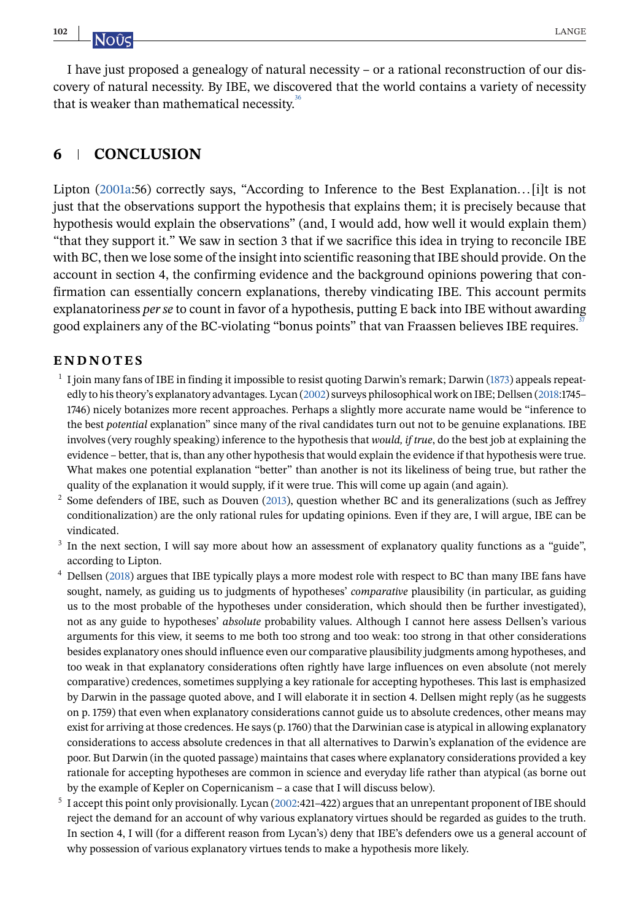I have just proposed a genealogy of natural necessity – or a rational reconstruction of our discovery of natural necessity. By IBE, we discovered that the world contains a variety of necessity that is weaker than mathematical necessity.[36]

## 6 | CONCLUSION

Lipton (2001a:56) correctly says, "According to Inference to the Best Explanation…[i]t is not just that the observations support the hypothesis that explains them; it is precisely because that hypothesis would explain the observations" (and, I would add, how well it would explain them) "that they support it." We saw in section 3 that if we sacrifice this idea in trying to reconcile IBE with BC, then we lose some of the insight into scientific reasoning that IBE should provide. On the account in section 4, the confirming evidence and the background opinions powering that confirmation can essentially concern explanations, thereby vindicating IBE. This account permits explanatoriness *per se* to count in favor of a hypothesis, putting E back into IBE without awarding good explainers any of the BC-violating "bonus points" that van Fraassen believes IBE requires.[37]

### ENDNOTES

[1] I join many fans of IBE in finding it impossible to resist quoting Darwin's remark; Darwin (1873) appeals repeatedly to his theory's explanatory advantages. Lycan (2002) surveys philosophical work on IBE; Dellsen (2018:1745–1746) nicely botanizes more recent approaches. Perhaps a slightly more accurate name would be "inference to the best *potential* explanation" since many of the rival candidates turn out not to be genuine explanations. IBE involves (very roughly speaking) inference to the hypothesis that *would, if true*, do the best job at explaining the evidence – better, that is, than any other hypothesis that would explain the evidence if that hypothesis were true. What makes one potential explanation "better" than another is not its likeliness of being true, but rather the quality of the explanation it would supply, if it were true. This will come up again (and again).

[2] Some defenders of IBE, such as Douven (2013), question whether BC and its generalizations (such as Jeffrey conditionalization) are the only rational rules for updating opinions. Even if they are, I will argue, IBE can be vindicated.

[3] In the next section, I will say more about how an assessment of explanatory quality functions as a "guide", according to Lipton.

[4] Dellsen (2018) argues that IBE typically plays a more modest role with respect to BC than many IBE fans have sought, namely, as guiding us to judgments of hypotheses' *comparative* plausibility (in particular, as guiding us to the most probable of the hypotheses under consideration, which should then be further investigated), not as any guide to hypotheses' *absolute* probability values. Although I cannot here assess Dellsen's various arguments for this view, it seems to me both too strong and too weak: too strong in that other considerations besides explanatory ones should influence even our comparative plausibility judgments among hypotheses, and too weak in that explanatory considerations often rightly have large influences on even absolute (not merely comparative) credences, sometimes supplying a key rationale for accepting hypotheses. This last is emphasized by Darwin in the passage quoted above, and I will elaborate it in section 4. Dellsen might reply (as he suggests on p. 1759) that even when explanatory considerations cannot guide us to absolute credences, other means may exist for arriving at those credences. He says (p. 1760) that the Darwinian case is atypical in allowing explanatory considerations to access absolute credences in that all alternatives to Darwin's explanation of the evidence are poor. But Darwin (in the quoted passage) maintains that cases where explanatory considerations provided a key rationale for accepting hypotheses are common in science and everyday life rather than atypical (as borne out by the example of Kepler on Copernicanism – a case that I will discuss below).

[5] I accept this point only provisionally. Lycan (2002:421–422) argues that an unrepentant proponent of IBE should reject the demand for an account of why various explanatory virtues should be regarded as guides to the truth. In section 4, I will (for a different reason from Lycan's) deny that IBE's defenders owe us a general account of why possession of various explanatory virtues tends to make a hypothesis more likely.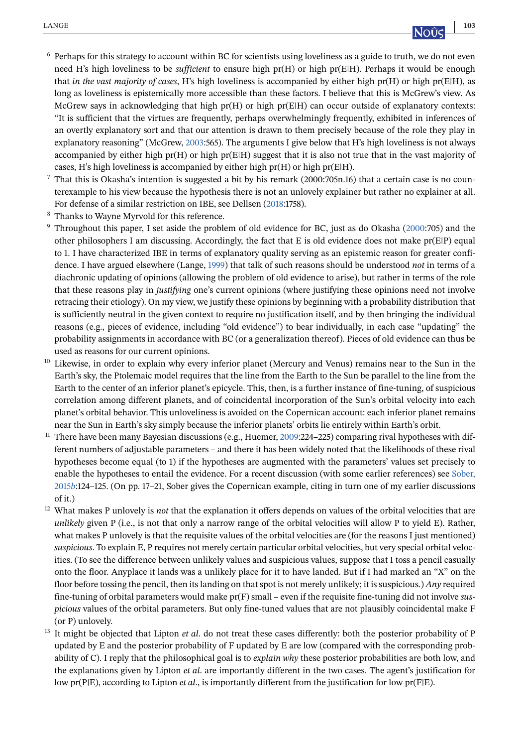[6] Perhaps for this strategy to account within BC for scientists using loveliness as a guide to truth, we do not even need H's high loveliness to be *sufficient* to ensure high pr(H) or high pr(E|H). Perhaps it would be enough that *in the vast majority of cases*, H's high loveliness is accompanied by either high pr(H) or high pr(E|H), as long as loveliness is epistemically more accessible than these factors. I believe that this is McGrew's view. As McGrew says in acknowledging that high pr(H) or high pr(E|H) can occur outside of explanatory contexts: "It is sufficient that the virtues are frequently, perhaps overwhelmingly frequently, exhibited in inferences of an overtly explanatory sort and that our attention is drawn to them precisely because of the role they play in explanatory reasoning" (McGrew, 2003:565). The arguments I give below that H's high loveliness is not always accompanied by either high pr(H) or high pr(E|H) suggest that it is also not true that in the vast majority of cases, H's high loveliness is accompanied by either high pr(H) or high pr(E|H).

[7] That this is Okasha's intention is suggested a bit by his remark (2000:705n.16) that a certain case is no counterexample to his view because the hypothesis there is not an unlovely explainer but rather no explainer at all. For defense of a similar restriction on IBE, see Dellsen (2018:1758).

[8] Thanks to Wayne Myrvold for this reference.

[9] Throughout this paper, I set aside the problem of old evidence for BC, just as do Okasha (2000:705) and the other philosophers I am discussing. Accordingly, the fact that E is old evidence does not make pr(E|P) equal to 1. I have characterized IBE in terms of explanatory quality serving as an epistemic reason for greater confidence. I have argued elsewhere (Lange, 1999) that talk of such reasons should be understood *not* in terms of a diachronic updating of opinions (allowing the problem of old evidence to arise), but rather in terms of the role that these reasons play in *justifying* one's current opinions (where justifying these opinions need not involve retracing their etiology). On my view, we justify these opinions by beginning with a probability distribution that is sufficiently neutral in the given context to require no justification itself, and by then bringing the individual reasons (e.g., pieces of evidence, including "old evidence") to bear individually, in each case "updating" the probability assignments in accordance with BC (or a generalization thereof). Pieces of old evidence can thus be used as reasons for our current opinions.

[10] Likewise, in order to explain why every inferior planet (Mercury and Venus) remains near to the Sun in the Earth's sky, the Ptolemaic model requires that the line from the Earth to the Sun be parallel to the line from the Earth to the center of an inferior planet's epicycle. This, then, is a further instance of fine-tuning, of suspicious correlation among different planets, and of coincidental incorporation of the Sun's orbital velocity into each planet's orbital behavior. This unloveliness is avoided on the Copernican account: each inferior planet remains near the Sun in Earth's sky simply because the inferior planets' orbits lie entirely within Earth's orbit.

[11] There have been many Bayesian discussions (e.g., Huemer, 2009:224–225) comparing rival hypotheses with different numbers of adjustable parameters – and there it has been widely noted that the likelihoods of these rival hypotheses become equal (to 1) if the hypotheses are augmented with the parameters' values set precisely to enable the hypotheses to entail the evidence. For a recent discussion (with some earlier references) see Sober, 2015*b*:124–125. (On pp. 17–21, Sober gives the Copernican example, citing in turn one of my earlier discussions of it.)

[12] What makes P unlovely is *not* that the explanation it offers depends on values of the orbital velocities that are *unlikely* given P (i.e., is not that only a narrow range of the orbital velocities will allow P to yield E). Rather, what makes P unlovely is that the requisite values of the orbital velocities are (for the reasons I just mentioned) *suspicious*. To explain E, P requires not merely certain particular orbital velocities, but very special orbital velocities. (To see the difference between unlikely values and suspicious values, suppose that I toss a pencil casually onto the floor. Anyplace it lands was a unlikely place for it to have landed. But if I had marked an "X" on the floor before tossing the pencil, then its landing on that spot is not merely unlikely; it is suspicious.) *Any* required fine-tuning of orbital parameters would make pr(F) small – even if the requisite fine-tuning did not involve *suspicious* values of the orbital parameters. But only fine-tuned values that are not plausibly coincidental make F (or P) unlovely.

[13] It might be objected that Lipton *et al*. do not treat these cases differently: both the posterior probability of P updated by E and the posterior probability of F updated by E are low (compared with the corresponding probability of C). I reply that the philosophical goal is to *explain why* these posterior probabilities are both low, and the explanations given by Lipton *et al*. are importantly different in the two cases. The agent's justification for low pr(P|E), according to Lipton *et al*., is importantly different from the justification for low pr(F|E).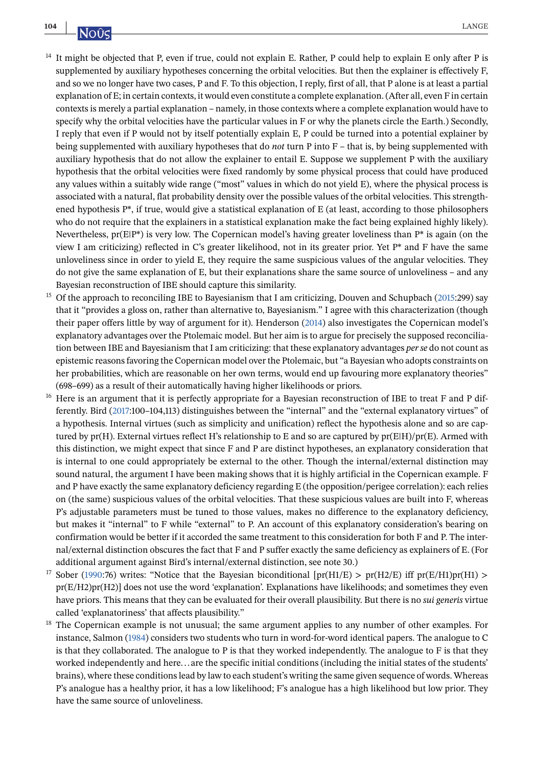[14] It might be objected that P, even if true, could not explain E. Rather, P could help to explain E only after P is supplemented by auxiliary hypotheses concerning the orbital velocities. But then the explainer is effectively F, and so we no longer have two cases, P and F. To this objection, I reply, first of all, that P alone is at least a partial explanation of E; in certain contexts, it would even constitute a complete explanation. (After all, even F in certain contexts is merely a partial explanation – namely, in those contexts where a complete explanation would have to specify why the orbital velocities have the particular values in F or why the planets circle the Earth.) Secondly, I reply that even if P would not by itself potentially explain E, P could be turned into a potential explainer by being supplemented with auxiliary hypotheses that do *not* turn P into F – that is, by being supplemented with auxiliary hypothesis that do not allow the explainer to entail E. Suppose we supplement P with the auxiliary hypothesis that the orbital velocities were fixed randomly by some physical process that could have produced any values within a suitably wide range ("most" values in which do not yield E), where the physical process is associated with a natural, flat probability density over the possible values of the orbital velocities. This strengthened hypothesis P*, if true, would give a statistical explanation of E (at least, according to those philosophers who do not require that the explainers in a statistical explanation make the fact being explained highly likely). Nevertheless, pr(E|P*) is very low. The Copernican model's having greater loveliness than P* is again (on the view I am criticizing) reflected in C's greater likelihood, not in its greater prior. Yet P* and F have the same unloveliness since in order to yield E, they require the same suspicious values of the angular velocities. They do not give the same explanation of E, but their explanations share the same source of unloveliness – and any Bayesian reconstruction of IBE should capture this similarity.

[15] Of the approach to reconciling IBE to Bayesianism that I am criticizing, Douven and Schupbach (2015:299) say that it "provides a gloss on, rather than alternative to, Bayesianism." I agree with this characterization (though their paper offers little by way of argument for it). Henderson (2014) also investigates the Copernican model's explanatory advantages over the Ptolemaic model. But her aim is to argue for precisely the supposed reconciliation between IBE and Bayesianism that I am criticizing: that these explanatory advantages *per se* do not count as epistemic reasons favoring the Copernican model over the Ptolemaic, but "a Bayesian who adopts constraints on her probabilities, which are reasonable on her own terms, would end up favouring more explanatory theories" (698–699) as a result of their automatically having higher likelihoods or priors.

[16] Here is an argument that it is perfectly appropriate for a Bayesian reconstruction of IBE to treat F and P differently. Bird (2017:100–104,113) distinguishes between the "internal" and the "external explanatory virtues" of a hypothesis. Internal virtues (such as simplicity and unification) reflect the hypothesis alone and so are captured by pr(H). External virtues reflect H's relationship to E and so are captured by pr(E|H)/pr(E). Armed with this distinction, we might expect that since F and P are distinct hypotheses, an explanatory consideration that is internal to one could appropriately be external to the other. Though the internal/external distinction may sound natural, the argument I have been making shows that it is highly artificial in the Copernican example. F and P have exactly the same explanatory deficiency regarding E (the opposition/perigee correlation): each relies on (the same) suspicious values of the orbital velocities. That these suspicious values are built into F, whereas P's adjustable parameters must be tuned to those values, makes no difference to the explanatory deficiency, but makes it "internal" to F while "external" to P. An account of this explanatory consideration's bearing on confirmation would be better if it accorded the same treatment to this consideration for both F and P. The internal/external distinction obscures the fact that F and P suffer exactly the same deficiency as explainers of E. (For additional argument against Bird's internal/external distinction, see note 30.)

[17] Sober (1990:76) writes: "Notice that the Bayesian biconditional [pr(H1/E) > pr(H2/E) iff pr(E/H1)pr(H1) > pr(E/H2)pr(H2)] does not use the word 'explanation'. Explanations have likelihoods; and sometimes they even have priors. This means that they can be evaluated for their overall plausibility. But there is no *sui generis* virtue called 'explanatoriness' that affects plausibility."

[18] The Copernican example is not unusual; the same argument applies to any number of other examples. For instance, Salmon (1984) considers two students who turn in word-for-word identical papers. The analogue to C is that they collaborated. The analogue to P is that they worked independently. The analogue to F is that they worked independently and here…are the specific initial conditions (including the initial states of the students' brains), where these conditions lead by law to each student's writing the same given sequence of words. Whereas P's analogue has a healthy prior, it has a low likelihood; F's analogue has a high likelihood but low prior. They have the same source of unloveliness.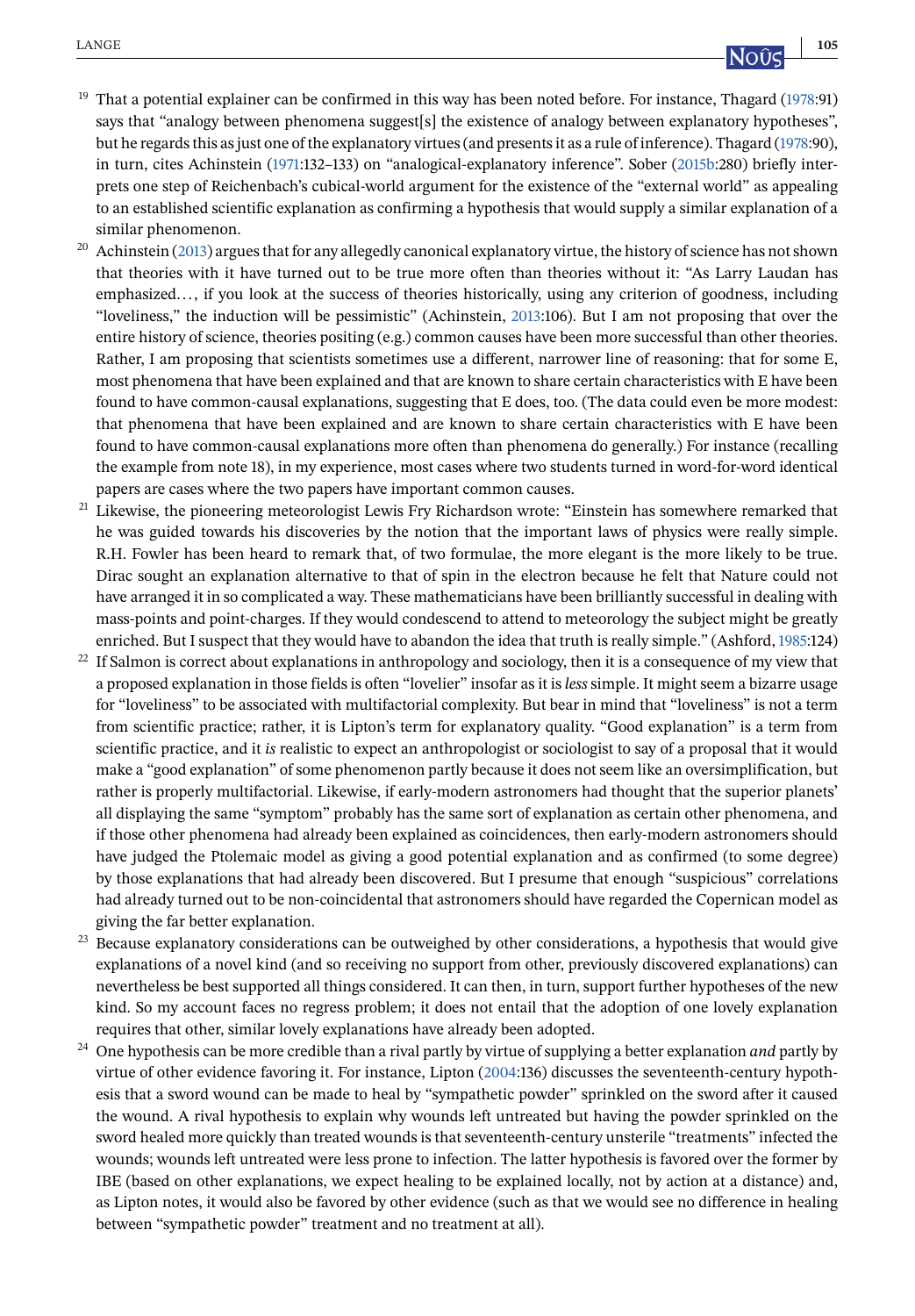[19] That a potential explainer can be confirmed in this way has been noted before. For instance, Thagard (1978:91) says that "analogy between phenomena suggest[s] the existence of analogy between explanatory hypotheses", but he regards this as just one of the explanatory virtues (and presents it as a rule of inference). Thagard (1978:90), in turn, cites Achinstein (1971:132–133) on "analogical-explanatory inference". Sober (2015b:280) briefly interprets one step of Reichenbach's cubical-world argument for the existence of the "external world" as appealing to an established scientific explanation as confirming a hypothesis that would supply a similar explanation of a similar phenomenon.

[20] Achinstein (2013) argues that for any allegedly canonical explanatory virtue, the history of science has not shown that theories with it have turned out to be true more often than theories without it: "As Larry Laudan has emphasized..., if you look at the success of theories historically, using any criterion of goodness, including "loveliness," the induction will be pessimistic" (Achinstein, 2013:106). But I am not proposing that over the entire history of science, theories positing (e.g.) common causes have been more successful than other theories. Rather, I am proposing that scientists sometimes use a different, narrower line of reasoning: that for some E, most phenomena that have been explained and that are known to share certain characteristics with E have been found to have common-causal explanations, suggesting that E does, too. (The data could even be more modest: that phenomena that have been explained and are known to share certain characteristics with E have been found to have common-causal explanations more often than phenomena do generally.) For instance (recalling the example from note 18), in my experience, most cases where two students turned in word-for-word identical papers are cases where the two papers have important common causes.

[21] Likewise, the pioneering meteorologist Lewis Fry Richardson wrote: "Einstein has somewhere remarked that he was guided towards his discoveries by the notion that the important laws of physics were really simple. R.H. Fowler has been heard to remark that, of two formulae, the more elegant is the more likely to be true. Dirac sought an explanation alternative to that of spin in the electron because he felt that Nature could not have arranged it in so complicated a way. These mathematicians have been brilliantly successful in dealing with mass-points and point-charges. If they would condescend to attend to meteorology the subject might be greatly enriched. But I suspect that they would have to abandon the idea that truth is really simple." (Ashford, 1985:124)

[22] If Salmon is correct about explanations in anthropology and sociology, then it is a consequence of my view that a proposed explanation in those fields is often "lovelier" insofar as it is *less* simple. It might seem a bizarre usage for "loveliness" to be associated with multifactorial complexity. But bear in mind that "loveliness" is not a term from scientific practice; rather, it is Lipton's term for explanatory quality. "Good explanation" is a term from scientific practice, and it *is* realistic to expect an anthropologist or sociologist to say of a proposal that it would make a "good explanation" of some phenomenon partly because it does not seem like an oversimplification, but rather is properly multifactorial. Likewise, if early-modern astronomers had thought that the superior planets' all displaying the same "symptom" probably has the same sort of explanation as certain other phenomena, and if those other phenomena had already been explained as coincidences, then early-modern astronomers should have judged the Ptolemaic model as giving a good potential explanation and as confirmed (to some degree) by those explanations that had already been discovered. But I presume that enough "suspicious" correlations had already turned out to be non-coincidental that astronomers should have regarded the Copernican model as giving the far better explanation.

[23] Because explanatory considerations can be outweighed by other considerations, a hypothesis that would give explanations of a novel kind (and so receiving no support from other, previously discovered explanations) can nevertheless be best supported all things considered. It can then, in turn, support further hypotheses of the new kind. So my account faces no regress problem; it does not entail that the adoption of one lovely explanation requires that other, similar lovely explanations have already been adopted.

[24] One hypothesis can be more credible than a rival partly by virtue of supplying a better explanation *and* partly by virtue of other evidence favoring it. For instance, Lipton (2004:136) discusses the seventeenth-century hypothesis that a sword wound can be made to heal by "sympathetic powder" sprinkled on the sword after it caused the wound. A rival hypothesis to explain why wounds left untreated but having the powder sprinkled on the sword healed more quickly than treated wounds is that seventeenth-century unsterile "treatments" infected the wounds; wounds left untreated were less prone to infection. The latter hypothesis is favored over the former by IBE (based on other explanations, we expect healing to be explained locally, not by action at a distance) and, as Lipton notes, it would also be favored by other evidence (such as that we would see no difference in healing between "sympathetic powder" treatment and no treatment at all).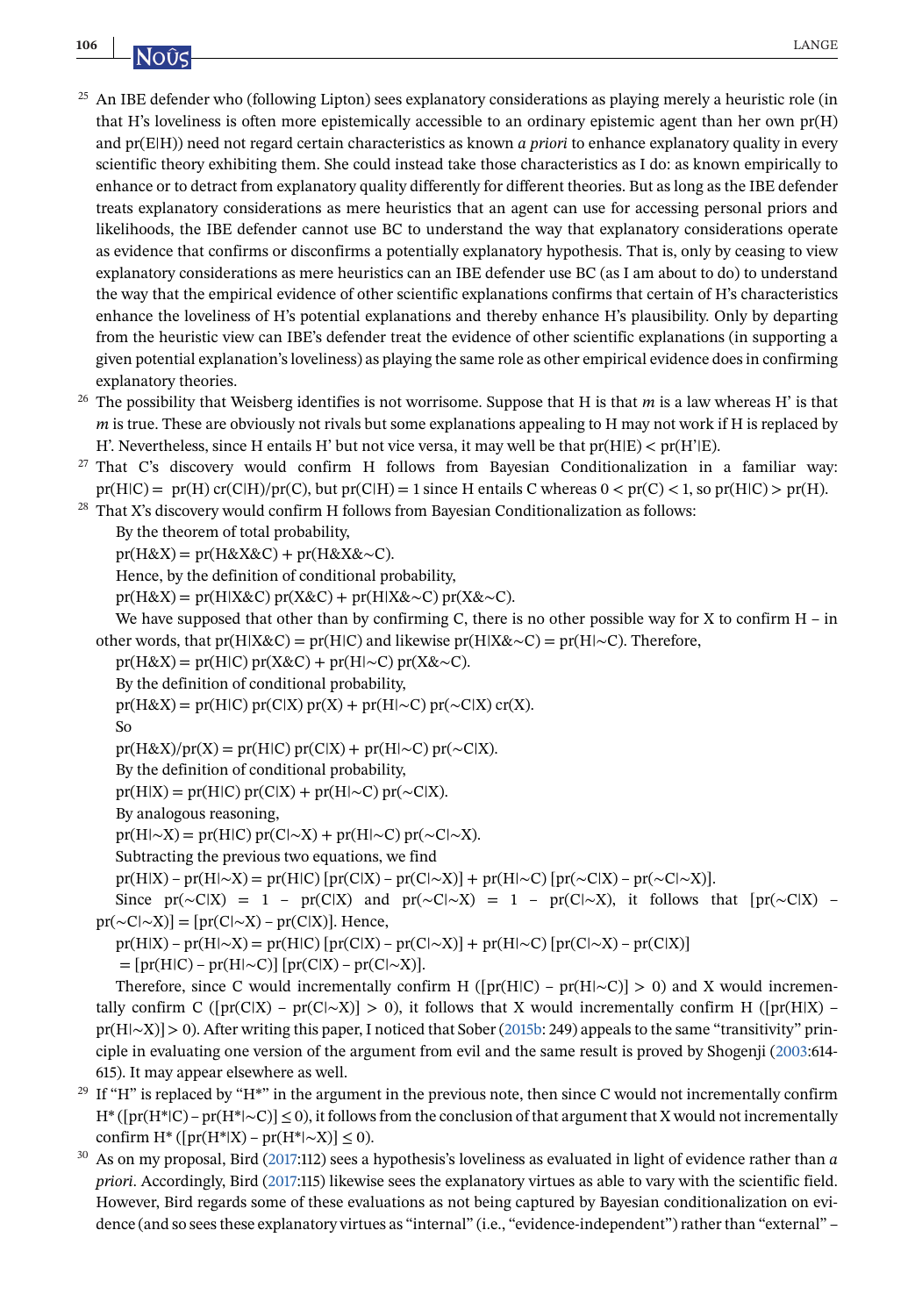[25] An IBE defender who (following Lipton) sees explanatory considerations as playing merely a heuristic role (in that H's loveliness is often more epistemically accessible to an ordinary epistemic agent than her own pr(H) and pr(E|H)) need not regard certain characteristics as known *a priori* to enhance explanatory quality in every scientific theory exhibiting them. She could instead take those characteristics as I do: as known empirically to enhance or to detract from explanatory quality differently for different theories. But as long as the IBE defender treats explanatory considerations as mere heuristics that an agent can use for accessing personal priors and likelihoods, the IBE defender cannot use BC to understand the way that explanatory considerations operate as evidence that confirms or disconfirms a potentially explanatory hypothesis. That is, only by ceasing to view explanatory considerations as mere heuristics can an IBE defender use BC (as I am about to do) to understand the way that the empirical evidence of other scientific explanations confirms that certain of H's characteristics enhance the loveliness of H's potential explanations and thereby enhance H's plausibility. Only by departing from the heuristic view can IBE's defender treat the evidence of other scientific explanations (in supporting a given potential explanation's loveliness) as playing the same role as other empirical evidence does in confirming explanatory theories.

[26] The possibility that Weisberg identifies is not worrisome. Suppose that H is that *m* is a law whereas H' is that *m* is true. These are obviously not rivals but some explanations appealing to H may not work if H is replaced by H'. Nevertheless, since H entails H' but not vice versa, it may well be that pr(H|E) < pr(H'|E).

[27] That C's discovery would confirm H follows from Bayesian Conditionalization in a familiar way: pr(H|C) = pr(H) cr(C|H)/pr(C), but pr(C|H) = 1 since H entails C whereas 0 < pr(C) < 1, so pr(H|C) > pr(H).

[28] That X's discovery would confirm H follows from Bayesian Conditionalization as follows:

By the theorem of total probability,

pr(H&X) = pr(H&X&C) + pr(H&X&∼C).

Hence, by the definition of conditional probability,

pr(H&X) = pr(H|X&C) pr(X&C) + pr(H|X&∼C) pr(X&∼C).

We have supposed that other than by confirming C, there is no other possible way for X to confirm H – in other words, that pr(H|X&C) = pr(H|C) and likewise pr(H|X&∼C) = pr(H|∼C). Therefore,

pr(H&X) = pr(H|C) pr(X&C) + pr(H|∼C) pr(X&∼C).

By the definition of conditional probability,

pr(H&X) = pr(H|C) pr(C|X) pr(X) + pr(H|∼C) pr(∼C|X) cr(X).

So

pr(H&X)/pr(X) = pr(H|C) pr(C|X) + pr(H|∼C) pr(∼C|X).

By the definition of conditional probability,

pr(H|X) = pr(H|C) pr(C|X) + pr(H|∼C) pr(∼C|X).

By analogous reasoning,

pr(H|∼X) = pr(H|C) pr(C|∼X) + pr(H|∼C) pr(∼C|∼X).

Subtracting the previous two equations, we find

pr(H|X) – pr(H|∼X) = pr(H|C) [pr(C|X) – pr(C|∼X)] + pr(H|∼C) [pr(∼C|X) – pr(∼C|∼X)].

Since pr(∼C|X) = 1 – pr(C|X) and pr(∼C|∼X) = 1 – pr(C|∼X), it follows that [pr(∼C|X) – pr(∼C|∼X)] = [pr(C|∼X) – pr(C|X)]. Hence,

pr(H|X) – pr(H|∼X) = pr(H|C) [pr(C|X) – pr(C|∼X)] + pr(H|∼C) [pr(C|∼X) – pr(C|X)]

= [pr(H|C) – pr(H|∼C)] [pr(C|X) – pr(C|∼X)].

Therefore, since C would incrementally confirm H ([pr(H|C) – pr(H|∼C)] > 0) and X would incrementally confirm C ([pr(C|X) – pr(C|∼X)] > 0), it follows that X would incrementally confirm H ([pr(H|X) – pr(H|∼X)] > 0). After writing this paper, I noticed that Sober (2015b: 249) appeals to the same "transitivity" principle in evaluating one version of the argument from evil and the same result is proved by Shogenji (2003:614-615). It may appear elsewhere as well.

[29] If "H" is replaced by "H*" in the argument in the previous note, then since C would not incrementally confirm H* ([pr(H*|C) – pr(H*|∼C)] ≤ 0), it follows from the conclusion of that argument that X would not incrementally confirm H* ([pr(H*|X) – pr(H*|∼X)] ≤ 0).

[30] As on my proposal, Bird (2017:112) sees a hypothesis's loveliness as evaluated in light of evidence rather than *a priori*. Accordingly, Bird (2017:115) likewise sees the explanatory virtues as able to vary with the scientific field. However, Bird regards some of these evaluations as not being captured by Bayesian conditionalization on evidence (and so sees these explanatory virtues as "internal" (i.e., "evidence-independent") rather than "external" –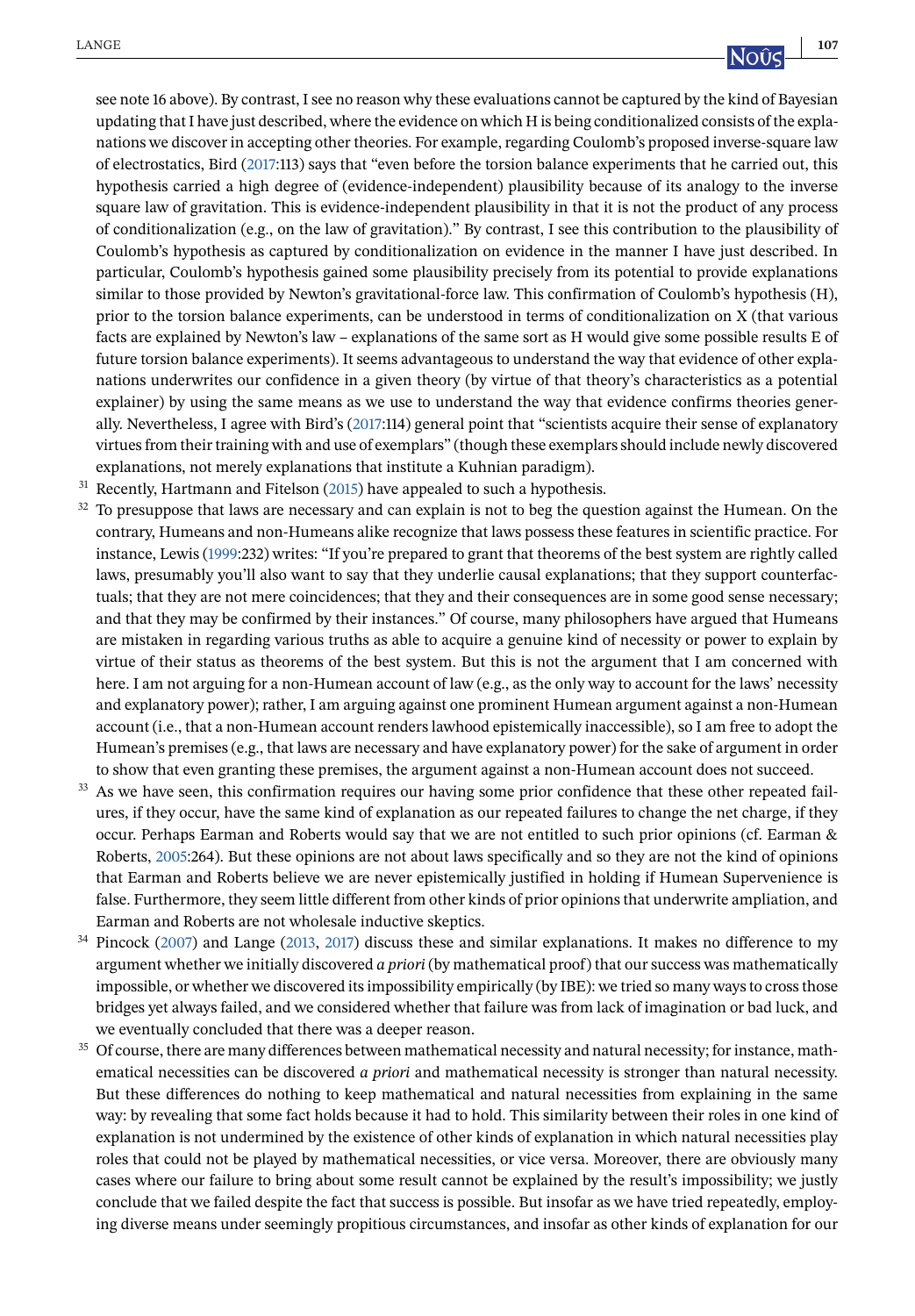see note 16 above). By contrast, I see no reason why these evaluations cannot be captured by the kind of Bayesian updating that I have just described, where the evidence on which H is being conditionalized consists of the explanations we discover in accepting other theories. For example, regarding Coulomb's proposed inverse-square law of electrostatics, Bird (2017:113) says that "even before the torsion balance experiments that he carried out, this hypothesis carried a high degree of (evidence-independent) plausibility because of its analogy to the inverse square law of gravitation. This is evidence-independent plausibility in that it is not the product of any process of conditionalization (e.g., on the law of gravitation)." By contrast, I see this contribution to the plausibility of Coulomb's hypothesis as captured by conditionalization on evidence in the manner I have just described. In particular, Coulomb's hypothesis gained some plausibility precisely from its potential to provide explanations similar to those provided by Newton's gravitational-force law. This confirmation of Coulomb's hypothesis (H), prior to the torsion balance experiments, can be understood in terms of conditionalization on X (that various facts are explained by Newton's law – explanations of the same sort as H would give some possible results E of future torsion balance experiments). It seems advantageous to understand the way that evidence of other explanations underwrites our confidence in a given theory (by virtue of that theory's characteristics as a potential explainer) by using the same means as we use to understand the way that evidence confirms theories generally. Nevertheless, I agree with Bird's (2017:114) general point that "scientists acquire their sense of explanatory virtues from their training with and use of exemplars" (though these exemplars should include newly discovered explanations, not merely explanations that institute a Kuhnian paradigm).

[31] Recently, Hartmann and Fitelson (2015) have appealed to such a hypothesis.

[32] To presuppose that laws are necessary and can explain is not to beg the question against the Humean. On the contrary, Humeans and non-Humeans alike recognize that laws possess these features in scientific practice. For instance, Lewis (1999:232) writes: "If you're prepared to grant that theorems of the best system are rightly called laws, presumably you'll also want to say that they underlie causal explanations; that they support counterfactuals; that they are not mere coincidences; that they and their consequences are in some good sense necessary; and that they may be confirmed by their instances." Of course, many philosophers have argued that Humeans are mistaken in regarding various truths as able to acquire a genuine kind of necessity or power to explain by virtue of their status as theorems of the best system. But this is not the argument that I am concerned with here. I am not arguing for a non-Humean account of law (e.g., as the only way to account for the laws' necessity and explanatory power); rather, I am arguing against one prominent Humean argument against a non-Humean account (i.e., that a non-Humean account renders lawhood epistemically inaccessible), so I am free to adopt the Humean's premises (e.g., that laws are necessary and have explanatory power) for the sake of argument in order to show that even granting these premises, the argument against a non-Humean account does not succeed.

[33] As we have seen, this confirmation requires our having some prior confidence that these other repeated failures, if they occur, have the same kind of explanation as our repeated failures to change the net charge, if they occur. Perhaps Earman and Roberts would say that we are not entitled to such prior opinions (cf. Earman & Roberts, 2005:264). But these opinions are not about laws specifically and so they are not the kind of opinions that Earman and Roberts believe we are never epistemically justified in holding if Humean Supervenience is false. Furthermore, they seem little different from other kinds of prior opinions that underwrite ampliation, and Earman and Roberts are not wholesale inductive skeptics.

[34] Pincock (2007) and Lange (2013, 2017) discuss these and similar explanations. It makes no difference to my argument whether we initially discovered *a priori* (by mathematical proof) that our success was mathematically impossible, or whether we discovered its impossibility empirically (by IBE): we tried so many ways to cross those bridges yet always failed, and we considered whether that failure was from lack of imagination or bad luck, and we eventually concluded that there was a deeper reason.

[35] Of course, there are many differences between mathematical necessity and natural necessity; for instance, mathematical necessities can be discovered *a priori* and mathematical necessity is stronger than natural necessity. But these differences do nothing to keep mathematical and natural necessities from explaining in the same way: by revealing that some fact holds because it had to hold. This similarity between their roles in one kind of explanation is not undermined by the existence of other kinds of explanation in which natural necessities play roles that could not be played by mathematical necessities, or vice versa. Moreover, there are obviously many cases where our failure to bring about some result cannot be explained by the result's impossibility; we justly conclude that we failed despite the fact that success is possible. But insofar as we have tried repeatedly, employing diverse means under seemingly propitious circumstances, and insofar as other kinds of explanation for our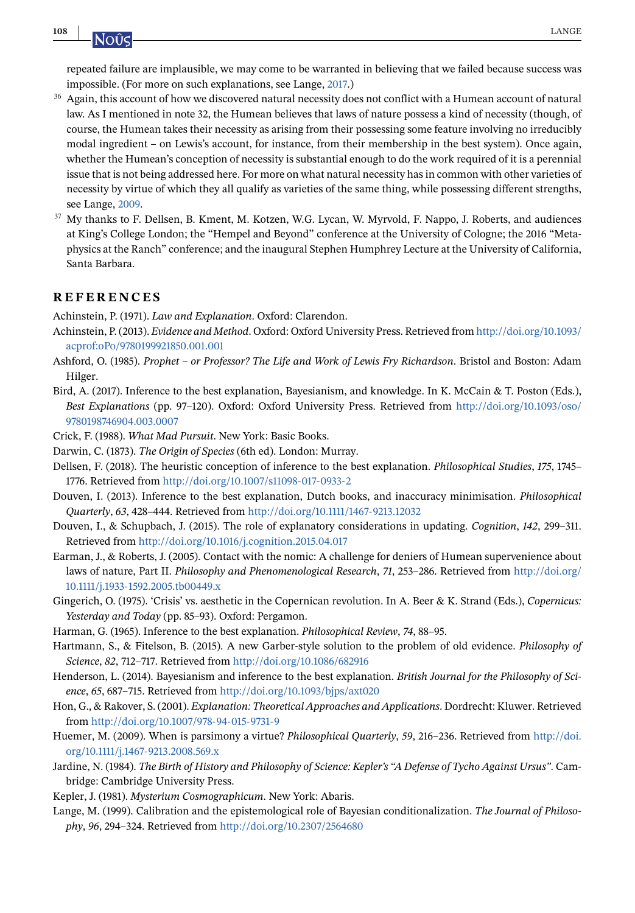repeated failure are implausible, we may come to be warranted in believing that we failed because success was impossible. (For more on such explanations, see Lange, 2017.)

[36] Again, this account of how we discovered natural necessity does not conflict with a Humean account of natural law. As I mentioned in note 32, the Humean believes that laws of nature possess a kind of necessity (though, of course, the Humean takes their necessity as arising from their possessing some feature involving no irreducibly modal ingredient – on Lewis's account, for instance, from their membership in the best system). Once again, whether the Humean's conception of necessity is substantial enough to do the work required of it is a perennial issue that is not being addressed here. For more on what natural necessity has in common with other varieties of necessity by virtue of which they all qualify as varieties of the same thing, while possessing different strengths, see Lange, 2009.

[37] My thanks to F. Dellsen, B. Kment, M. Kotzen, W.G. Lycan, W. Myrvold, F. Nappo, J. Roberts, and audiences at King's College London; the "Hempel and Beyond" conference at the University of Cologne; the 2016 "Metaphysics at the Ranch" conference; and the inaugural Stephen Humphrey Lecture at the University of California, Santa Barbara.

## REFERENCES

Achinstein, P. (1971). *Law and Explanation*. Oxford: Clarendon.

Achinstein, P. (2013). *Evidence and Method*. Oxford: Oxford University Press. Retrieved from http://doi.org/10.1093/acprof:oPo/9780199921850.001.001

Ashford, O. (1985). *Prophet – or Professor? The Life and Work of Lewis Fry Richardson*. Bristol and Boston: Adam Hilger.

Bird, A. (2017). Inference to the best explanation, Bayesianism, and knowledge. In K. McCain & T. Poston (Eds.), *Best Explanations* (pp. 97–120). Oxford: Oxford University Press. Retrieved from http://doi.org/10.1093/oso/9780198746904.003.0007

Crick, F. (1988). *What Mad Pursuit*. New York: Basic Books.

Darwin, C. (1873). *The Origin of Species* (6th ed). London: Murray.

Dellsen, F. (2018). The heuristic conception of inference to the best explanation. *Philosophical Studies*, *175*, 1745–1776. Retrieved from http://doi.org/10.1007/s11098-017-0933-2

Douven, I. (2013). Inference to the best explanation, Dutch books, and inaccuracy minimisation. *Philosophical Quarterly*, *63*, 428–444. Retrieved from http://doi.org/10.1111/1467-9213.12032

Douven, I., & Schupbach, J. (2015). The role of explanatory considerations in updating. *Cognition*, *142*, 299–311. Retrieved from http://doi.org/10.1016/j.cognition.2015.04.017

Earman, J., & Roberts, J. (2005). Contact with the nomic: A challenge for deniers of Humean supervenience about laws of nature, Part II. *Philosophy and Phenomenological Research*, *71*, 253–286. Retrieved from http://doi.org/10.1111/j.1933-1592.2005.tb00449.x

Gingerich, O. (1975). 'Crisis' vs. aesthetic in the Copernican revolution. In A. Beer & K. Strand (Eds.), *Copernicus: Yesterday and Today* (pp. 85–93). Oxford: Pergamon.

Harman, G. (1965). Inference to the best explanation. *Philosophical Review*, *74*, 88–95.

Hartmann, S., & Fitelson, B. (2015). A new Garber-style solution to the problem of old evidence. *Philosophy of Science*, *82*, 712–717. Retrieved from http://doi.org/10.1086/682916

Henderson, L. (2014). Bayesianism and inference to the best explanation. *British Journal for the Philosophy of Science*, *65*, 687–715. Retrieved from http://doi.org/10.1093/bjps/axt020

Hon, G., & Rakover, S. (2001). *Explanation: Theoretical Approaches and Applications*. Dordrecht: Kluwer. Retrieved from http://doi.org/10.1007/978-94-015-9731-9

Huemer, M. (2009). When is parsimony a virtue? *Philosophical Quarterly*, *59*, 216–236. Retrieved from http://doi.org/10.1111/j.1467-9213.2008.569.x

Jardine, N. (1984). *The Birth of History and Philosophy of Science: Kepler's "A Defense of Tycho Against Ursus"*. Cambridge: Cambridge University Press.

Kepler, J. (1981). *Mysterium Cosmographicum*. New York: Abaris.

Lange, M. (1999). Calibration and the epistemological role of Bayesian conditionalization. *The Journal of Philosophy*, *96*, 294–324. Retrieved from http://doi.org/10.2307/2564680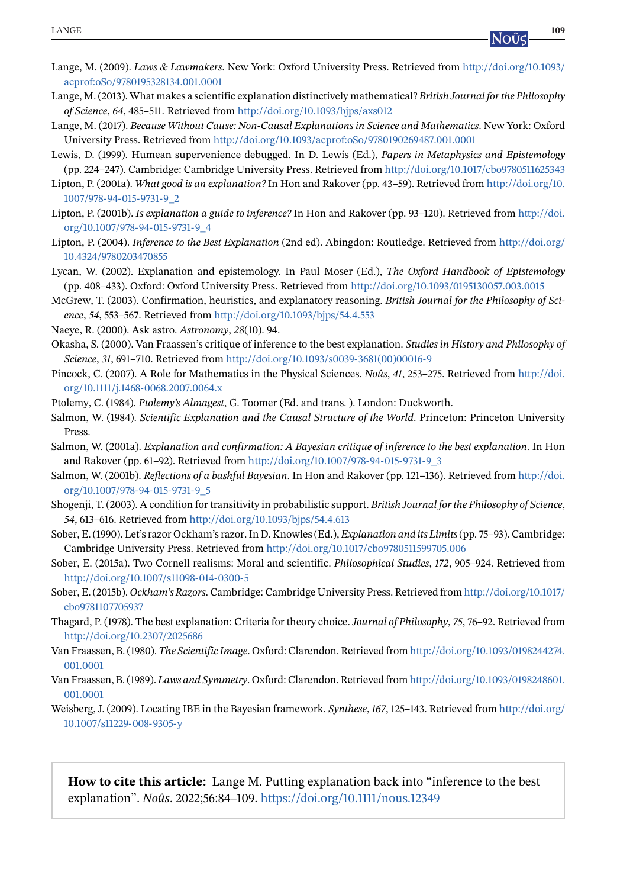Lange, M. (2009). *Laws & Lawmakers*. New York: Oxford University Press. Retrieved from http://doi.org/10.1093/acprof:oSo/9780195328134.001.0001

Lange, M. (2013). What makes a scientific explanation distinctively mathematical? *British Journal for the Philosophy of Science*, *64*, 485–511. Retrieved from http://doi.org/10.1093/bjps/axs012

Lange, M. (2017). *Because Without Cause: Non-Causal Explanations in Science and Mathematics*. New York: Oxford University Press. Retrieved from http://doi.org/10.1093/acprof:oSo/9780190269487.001.0001

Lewis, D. (1999). Humean supervenience debugged. In D. Lewis (Ed.), *Papers in Metaphysics and Epistemology* (pp. 224–247). Cambridge: Cambridge University Press. Retrieved from http://doi.org/10.1017/cbo9780511625343

Lipton, P. (2001a). *What good is an explanation?* In Hon and Rakover (pp. 43–59). Retrieved from http://doi.org/10.1007/978-94-015-9731-9_2

Lipton, P. (2001b). *Is explanation a guide to inference?* In Hon and Rakover (pp. 93–120). Retrieved from http://doi.org/10.1007/978-94-015-9731-9_4

Lipton, P. (2004). *Inference to the Best Explanation* (2nd ed). Abingdon: Routledge. Retrieved from http://doi.org/10.4324/9780203470855

Lycan, W. (2002). Explanation and epistemology. In Paul Moser (Ed.), *The Oxford Handbook of Epistemology* (pp. 408–433). Oxford: Oxford University Press. Retrieved from http://doi.org/10.1093/0195130057.003.0015

McGrew, T. (2003). Confirmation, heuristics, and explanatory reasoning. *British Journal for the Philosophy of Science*, *54*, 553–567. Retrieved from http://doi.org/10.1093/bjps/54.4.553

Naeye, R. (2000). Ask astro. *Astronomy*, *28*(10). 94.

Okasha, S. (2000). Van Fraassen's critique of inference to the best explanation. *Studies in History and Philosophy of Science*, *31*, 691–710. Retrieved from http://doi.org/10.1093/s0039-3681(00)00016-9

Pincock, C. (2007). A Role for Mathematics in the Physical Sciences. *Noûs*, *41*, 253–275. Retrieved from http://doi.org/10.1111/j.1468-0068.2007.0064.x

Ptolemy, C. (1984). *Ptolemy's Almagest*, G. Toomer (Ed. and trans. ). London: Duckworth.

Salmon, W. (1984). *Scientific Explanation and the Causal Structure of the World*. Princeton: Princeton University Press.

Salmon, W. (2001a). *Explanation and confirmation: A Bayesian critique of inference to the best explanation*. In Hon and Rakover (pp. 61–92). Retrieved from http://doi.org/10.1007/978-94-015-9731-9_3

Salmon, W. (2001b). *Reflections of a bashful Bayesian*. In Hon and Rakover (pp. 121–136). Retrieved from http://doi.org/10.1007/978-94-015-9731-9_5

Shogenji, T. (2003). A condition for transitivity in probabilistic support. *British Journal for the Philosophy of Science*, *54*, 613–616. Retrieved from http://doi.org/10.1093/bjps/54.4.613

Sober, E. (1990). Let's razor Ockham's razor. In D. Knowles (Ed.), *Explanation and its Limits* (pp. 75–93). Cambridge: Cambridge University Press. Retrieved from http://doi.org/10.1017/cbo9780511599705.006

Sober, E. (2015a). Two Cornell realisms: Moral and scientific. *Philosophical Studies*, *172*, 905–924. Retrieved from http://doi.org/10.1007/s11098-014-0300-5

Sober, E. (2015b). *Ockham's Razors*. Cambridge: Cambridge University Press. Retrieved from http://doi.org/10.1017/cbo9781107705937

Thagard, P. (1978). The best explanation: Criteria for theory choice. *Journal of Philosophy*, *75*, 76–92. Retrieved from http://doi.org/10.2307/2025686

Van Fraassen, B. (1980). *The Scientific Image*. Oxford: Clarendon. Retrieved from http://doi.org/10.1093/0198244274.001.0001

Van Fraassen, B. (1989). *Laws and Symmetry*. Oxford: Clarendon. Retrieved from http://doi.org/10.1093/0198248601.001.0001

Weisberg, J. (2009). Locating IBE in the Bayesian framework. *Synthese*, *167*, 125–143. Retrieved from http://doi.org/10.1007/s11229-008-9305-y

**How to cite this article:** Lange M. Putting explanation back into "inference to the best explanation". *Noûs*. 2022;56:84–109. https://doi.org/10.1111/nous.12349